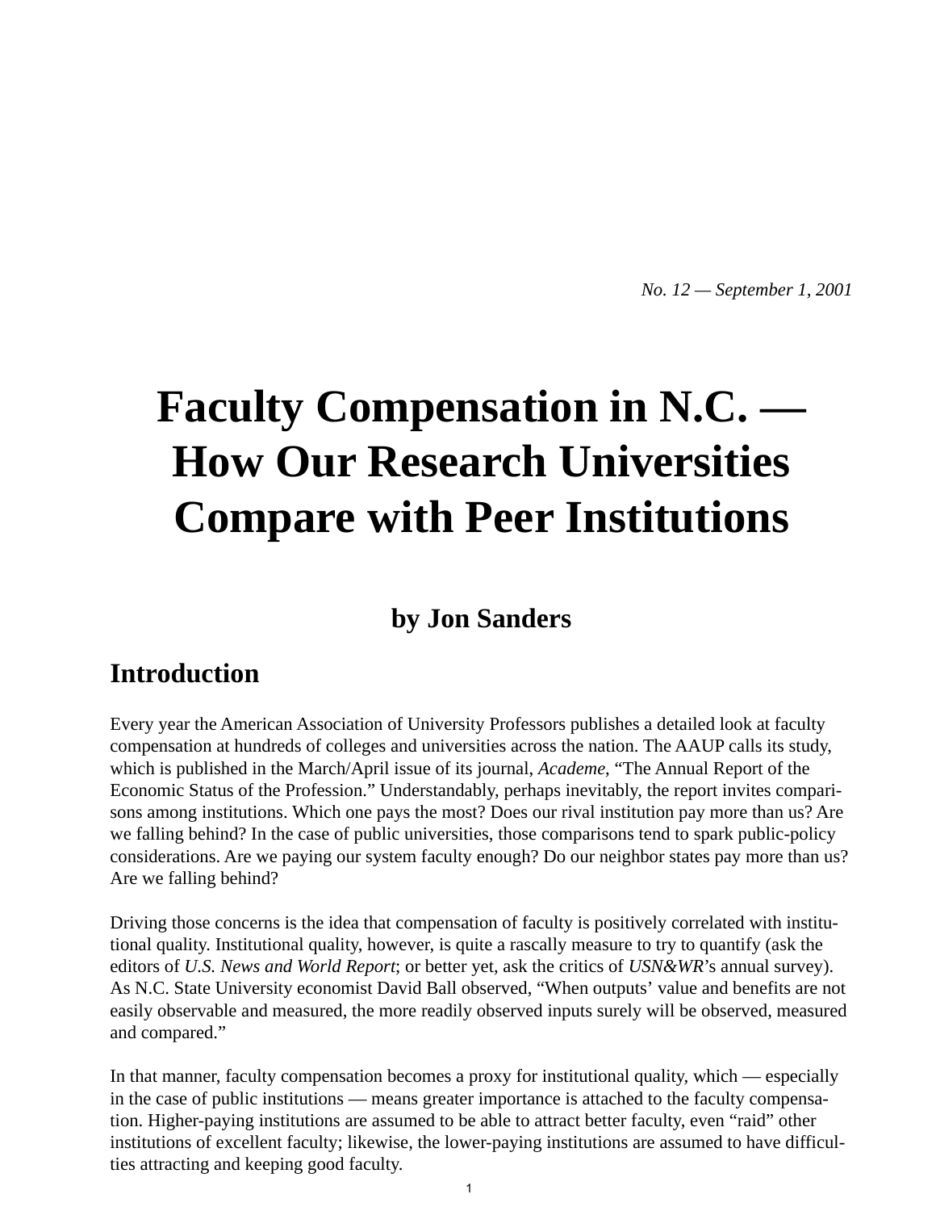*No. 12 — September 1, 2001*

# Faculty Compensation in N.C. — How Our Research Universities Compare with Peer Institutions

### by Jon Sanders

## Introduction

Every year the American Association of University Professors publishes a detailed look at faculty compensation at hundreds of colleges and universities across the nation. The AAUP calls its study, which is published in the March/April issue of its journal, *Academe*, “The Annual Report of the Economic Status of the Profession.” Understandably, perhaps inevitably, the report invites comparisons among institutions. Which one pays the most? Does our rival institution pay more than us? Are we falling behind? In the case of public universities, those comparisons tend to spark public-policy considerations. Are we paying our system faculty enough? Do our neighbor states pay more than us? Are we falling behind?

Driving those concerns is the idea that compensation of faculty is positively correlated with institutional quality. Institutional quality, however, is quite a rascally measure to try to quantify (ask the editors of *U.S. News and World Report*; or better yet, ask the critics of *USN&WR*’s annual survey). As N.C. State University economist David Ball observed, “When outputs’ value and benefits are not easily observable and measured, the more readily observed inputs surely will be observed, measured and compared.”

In that manner, faculty compensation becomes a proxy for institutional quality, which — especially in the case of public institutions — means greater importance is attached to the faculty compensation. Higher-paying institutions are assumed to be able to attract better faculty, even “raid” other institutions of excellent faculty; likewise, the lower-paying institutions are assumed to have difficulties attracting and keeping good faculty.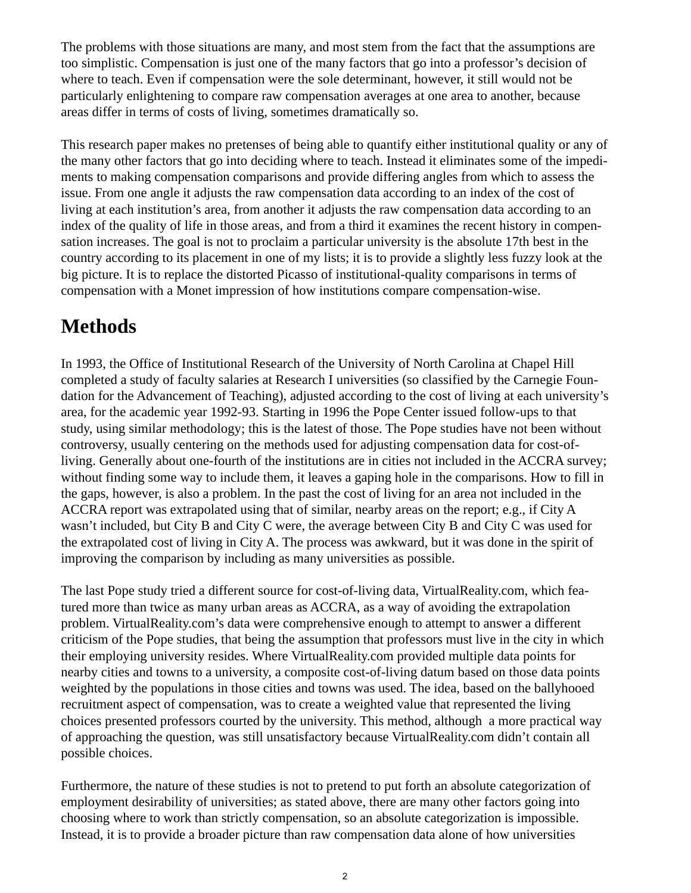The problems with those situations are many, and most stem from the fact that the assumptions are too simplistic. Compensation is just one of the many factors that go into a professor's decision of where to teach. Even if compensation were the sole determinant, however, it still would not be particularly enlightening to compare raw compensation averages at one area to another, because areas differ in terms of costs of living, sometimes dramatically so.

This research paper makes no pretenses of being able to quantify either institutional quality or any of the many other factors that go into deciding where to teach. Instead it eliminates some of the impediments to making compensation comparisons and provide differing angles from which to assess the issue. From one angle it adjusts the raw compensation data according to an index of the cost of living at each institution's area, from another it adjusts the raw compensation data according to an index of the quality of life in those areas, and from a third it examines the recent history in compensation increases. The goal is not to proclaim a particular university is the absolute 17th best in the country according to its placement in one of my lists; it is to provide a slightly less fuzzy look at the big picture. It is to replace the distorted Picasso of institutional-quality comparisons in terms of compensation with a Monet impression of how institutions compare compensation-wise.

# Methods

In 1993, the Office of Institutional Research of the University of North Carolina at Chapel Hill completed a study of faculty salaries at Research I universities (so classified by the Carnegie Foundation for the Advancement of Teaching), adjusted according to the cost of living at each university's area, for the academic year 1992-93. Starting in 1996 the Pope Center issued follow-ups to that study, using similar methodology; this is the latest of those. The Pope studies have not been without controversy, usually centering on the methods used for adjusting compensation data for cost-of-living. Generally about one-fourth of the institutions are in cities not included in the ACCRA survey; without finding some way to include them, it leaves a gaping hole in the comparisons. How to fill in the gaps, however, is also a problem. In the past the cost of living for an area not included in the ACCRA report was extrapolated using that of similar, nearby areas on the report; e.g., if City A wasn't included, but City B and City C were, the average between City B and City C was used for the extrapolated cost of living in City A. The process was awkward, but it was done in the spirit of improving the comparison by including as many universities as possible.

The last Pope study tried a different source for cost-of-living data, VirtualReality.com, which featured more than twice as many urban areas as ACCRA, as a way of avoiding the extrapolation problem. VirtualReality.com's data were comprehensive enough to attempt to answer a different criticism of the Pope studies, that being the assumption that professors must live in the city in which their employing university resides. Where VirtualReality.com provided multiple data points for nearby cities and towns to a university, a composite cost-of-living datum based on those data points weighted by the populations in those cities and towns was used. The idea, based on the ballyhooed recruitment aspect of compensation, was to create a weighted value that represented the living choices presented professors courted by the university. This method, although a more practical way of approaching the question, was still unsatisfactory because VirtualReality.com didn't contain all possible choices.

Furthermore, the nature of these studies is not to pretend to put forth an absolute categorization of employment desirability of universities; as stated above, there are many other factors going into choosing where to work than strictly compensation, so an absolute categorization is impossible. Instead, it is to provide a broader picture than raw compensation data alone of how universities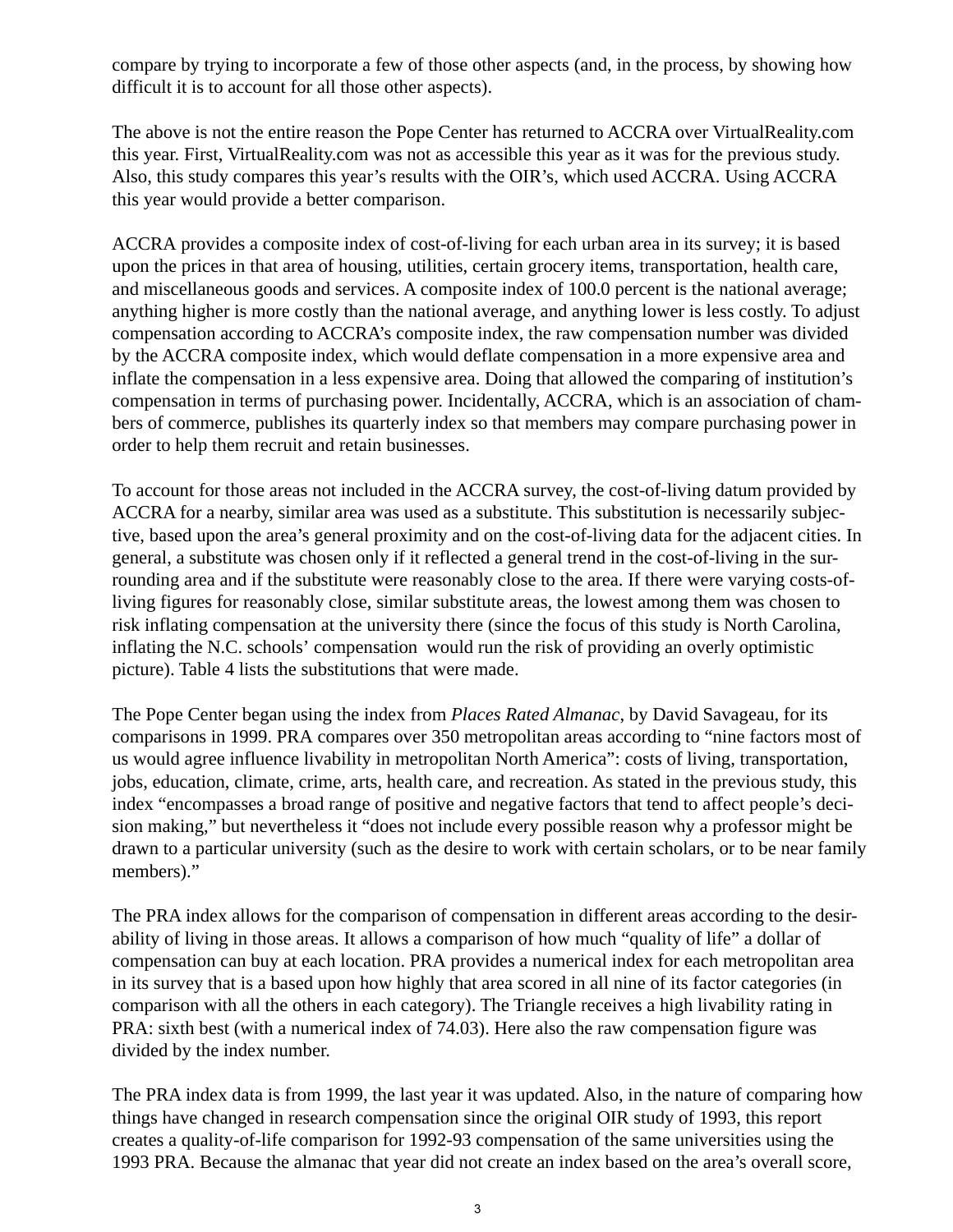compare by trying to incorporate a few of those other aspects (and, in the process, by showing how difficult it is to account for all those other aspects).

The above is not the entire reason the Pope Center has returned to ACCRA over VirtualReality.com this year. First, VirtualReality.com was not as accessible this year as it was for the previous study. Also, this study compares this year's results with the OIR's, which used ACCRA. Using ACCRA this year would provide a better comparison.

ACCRA provides a composite index of cost-of-living for each urban area in its survey; it is based upon the prices in that area of housing, utilities, certain grocery items, transportation, health care, and miscellaneous goods and services. A composite index of 100.0 percent is the national average; anything higher is more costly than the national average, and anything lower is less costly. To adjust compensation according to ACCRA's composite index, the raw compensation number was divided by the ACCRA composite index, which would deflate compensation in a more expensive area and inflate the compensation in a less expensive area. Doing that allowed the comparing of institution's compensation in terms of purchasing power. Incidentally, ACCRA, which is an association of chambers of commerce, publishes its quarterly index so that members may compare purchasing power in order to help them recruit and retain businesses.

To account for those areas not included in the ACCRA survey, the cost-of-living datum provided by ACCRA for a nearby, similar area was used as a substitute. This substitution is necessarily subjective, based upon the area's general proximity and on the cost-of-living data for the adjacent cities. In general, a substitute was chosen only if it reflected a general trend in the cost-of-living in the surrounding area and if the substitute were reasonably close to the area. If there were varying costs-of-living figures for reasonably close, similar substitute areas, the lowest among them was chosen to risk inflating compensation at the university there (since the focus of this study is North Carolina, inflating the N.C. schools' compensation would run the risk of providing an overly optimistic picture). Table 4 lists the substitutions that were made.

The Pope Center began using the index from *Places Rated Almanac*, by David Savageau, for its comparisons in 1999. PRA compares over 350 metropolitan areas according to "nine factors most of us would agree influence livability in metropolitan North America": costs of living, transportation, jobs, education, climate, crime, arts, health care, and recreation. As stated in the previous study, this index "encompasses a broad range of positive and negative factors that tend to affect people's decision making," but nevertheless it "does not include every possible reason why a professor might be drawn to a particular university (such as the desire to work with certain scholars, or to be near family members)."

The PRA index allows for the comparison of compensation in different areas according to the desirability of living in those areas. It allows a comparison of how much "quality of life" a dollar of compensation can buy at each location. PRA provides a numerical index for each metropolitan area in its survey that is a based upon how highly that area scored in all nine of its factor categories (in comparison with all the others in each category). The Triangle receives a high livability rating in PRA: sixth best (with a numerical index of 74.03). Here also the raw compensation figure was divided by the index number.

The PRA index data is from 1999, the last year it was updated. Also, in the nature of comparing how things have changed in research compensation since the original OIR study of 1993, this report creates a quality-of-life comparison for 1992-93 compensation of the same universities using the 1993 PRA. Because the almanac that year did not create an index based on the area's overall score,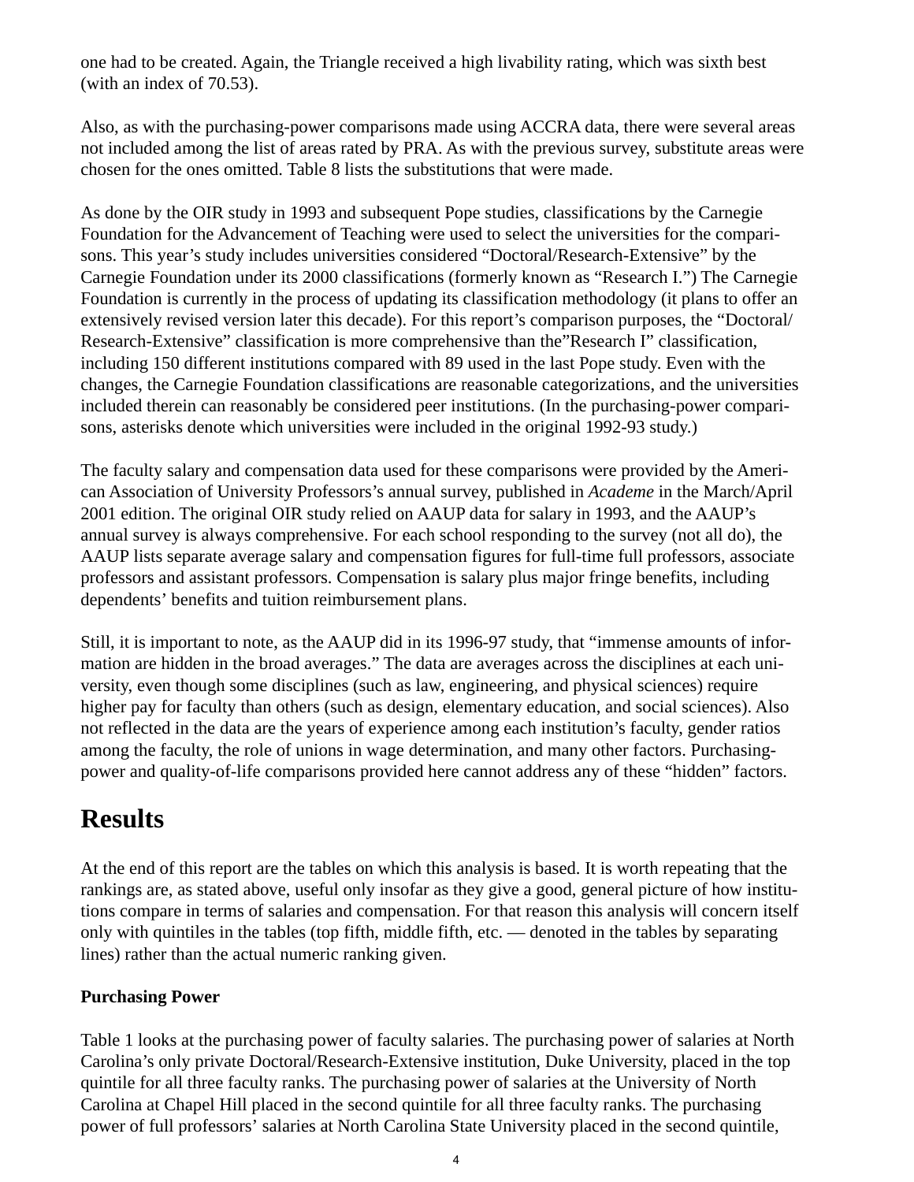one had to be created. Again, the Triangle received a high livability rating, which was sixth best (with an index of 70.53).

Also, as with the purchasing-power comparisons made using ACCRA data, there were several areas not included among the list of areas rated by PRA. As with the previous survey, substitute areas were chosen for the ones omitted. Table 8 lists the substitutions that were made.

As done by the OIR study in 1993 and subsequent Pope studies, classifications by the Carnegie Foundation for the Advancement of Teaching were used to select the universities for the comparisons. This year's study includes universities considered "Doctoral/Research-Extensive" by the Carnegie Foundation under its 2000 classifications (formerly known as "Research I.") The Carnegie Foundation is currently in the process of updating its classification methodology (it plans to offer an extensively revised version later this decade). For this report's comparison purposes, the "Doctoral/ Research-Extensive" classification is more comprehensive than the"Research I" classification, including 150 different institutions compared with 89 used in the last Pope study. Even with the changes, the Carnegie Foundation classifications are reasonable categorizations, and the universities included therein can reasonably be considered peer institutions. (In the purchasing-power comparisons, asterisks denote which universities were included in the original 1992-93 study.)

The faculty salary and compensation data used for these comparisons were provided by the American Association of University Professors's annual survey, published in *Academe* in the March/April 2001 edition. The original OIR study relied on AAUP data for salary in 1993, and the AAUP's annual survey is always comprehensive. For each school responding to the survey (not all do), the AAUP lists separate average salary and compensation figures for full-time full professors, associate professors and assistant professors. Compensation is salary plus major fringe benefits, including dependents' benefits and tuition reimbursement plans.

Still, it is important to note, as the AAUP did in its 1996-97 study, that "immense amounts of information are hidden in the broad averages." The data are averages across the disciplines at each university, even though some disciplines (such as law, engineering, and physical sciences) require higher pay for faculty than others (such as design, elementary education, and social sciences). Also not reflected in the data are the years of experience among each institution's faculty, gender ratios among the faculty, the role of unions in wage determination, and many other factors. Purchasing-power and quality-of-life comparisons provided here cannot address any of these "hidden" factors.

# Results

At the end of this report are the tables on which this analysis is based. It is worth repeating that the rankings are, as stated above, useful only insofar as they give a good, general picture of how institutions compare in terms of salaries and compensation. For that reason this analysis will concern itself only with quintiles in the tables (top fifth, middle fifth, etc. — denoted in the tables by separating lines) rather than the actual numeric ranking given.

**Purchasing Power**

Table 1 looks at the purchasing power of faculty salaries. The purchasing power of salaries at North Carolina's only private Doctoral/Research-Extensive institution, Duke University, placed in the top quintile for all three faculty ranks. The purchasing power of salaries at the University of North Carolina at Chapel Hill placed in the second quintile for all three faculty ranks. The purchasing power of full professors' salaries at North Carolina State University placed in the second quintile,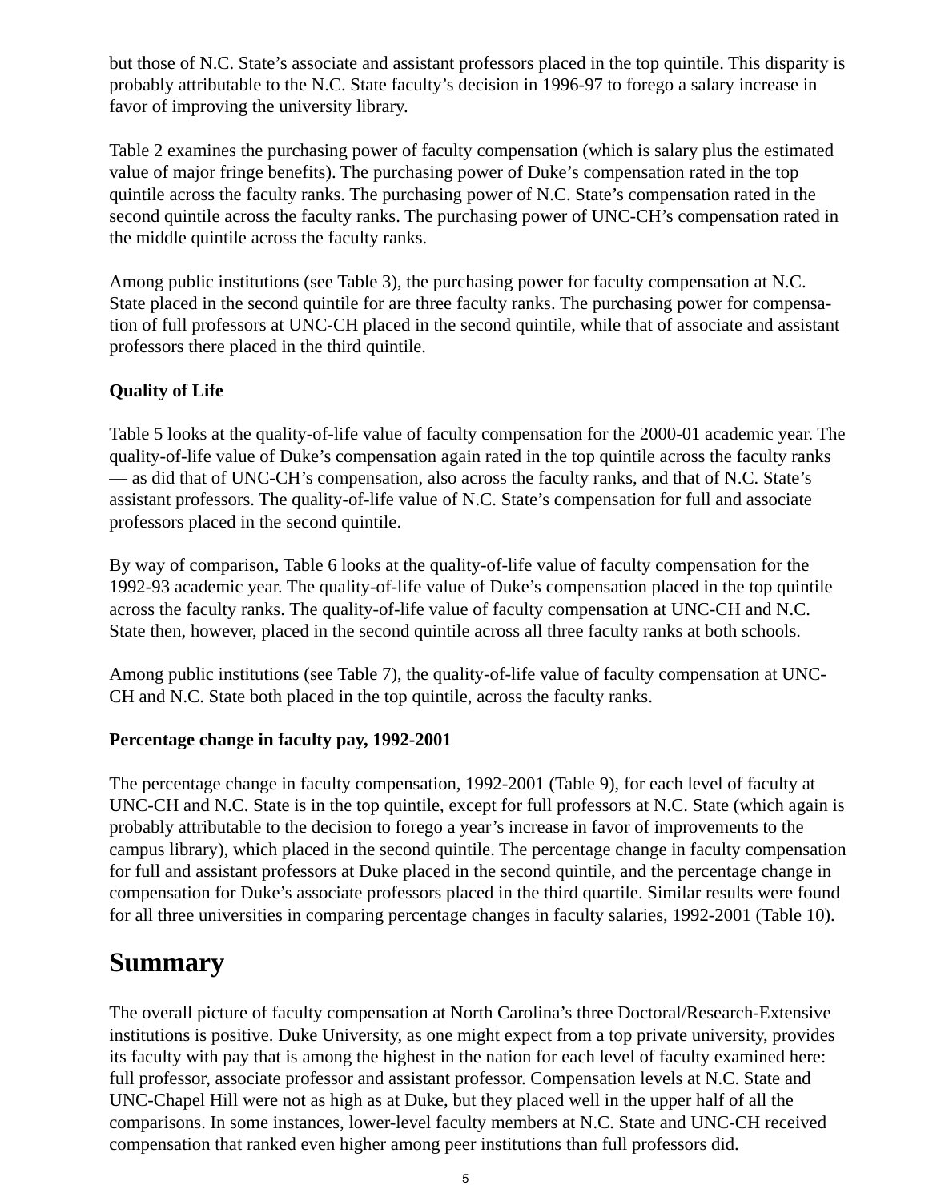but those of N.C. State's associate and assistant professors placed in the top quintile. This disparity is probably attributable to the N.C. State faculty's decision in 1996-97 to forego a salary increase in favor of improving the university library.

Table 2 examines the purchasing power of faculty compensation (which is salary plus the estimated value of major fringe benefits). The purchasing power of Duke's compensation rated in the top quintile across the faculty ranks. The purchasing power of N.C. State's compensation rated in the second quintile across the faculty ranks. The purchasing power of UNC-CH's compensation rated in the middle quintile across the faculty ranks.

Among public institutions (see Table 3), the purchasing power for faculty compensation at N.C. State placed in the second quintile for are three faculty ranks. The purchasing power for compensation of full professors at UNC-CH placed in the second quintile, while that of associate and assistant professors there placed in the third quintile.

**Quality of Life**

Table 5 looks at the quality-of-life value of faculty compensation for the 2000-01 academic year. The quality-of-life value of Duke's compensation again rated in the top quintile across the faculty ranks — as did that of UNC-CH's compensation, also across the faculty ranks, and that of N.C. State's assistant professors. The quality-of-life value of N.C. State's compensation for full and associate professors placed in the second quintile.

By way of comparison, Table 6 looks at the quality-of-life value of faculty compensation for the 1992-93 academic year. The quality-of-life value of Duke's compensation placed in the top quintile across the faculty ranks. The quality-of-life value of faculty compensation at UNC-CH and N.C. State then, however, placed in the second quintile across all three faculty ranks at both schools.

Among public institutions (see Table 7), the quality-of-life value of faculty compensation at UNC-CH and N.C. State both placed in the top quintile, across the faculty ranks.

**Percentage change in faculty pay, 1992-2001**

The percentage change in faculty compensation, 1992-2001 (Table 9), for each level of faculty at UNC-CH and N.C. State is in the top quintile, except for full professors at N.C. State (which again is probably attributable to the decision to forego a year's increase in favor of improvements to the campus library), which placed in the second quintile. The percentage change in faculty compensation for full and assistant professors at Duke placed in the second quintile, and the percentage change in compensation for Duke's associate professors placed in the third quartile. Similar results were found for all three universities in comparing percentage changes in faculty salaries, 1992-2001 (Table 10).

# Summary

The overall picture of faculty compensation at North Carolina's three Doctoral/Research-Extensive institutions is positive. Duke University, as one might expect from a top private university, provides its faculty with pay that is among the highest in the nation for each level of faculty examined here: full professor, associate professor and assistant professor. Compensation levels at N.C. State and UNC-Chapel Hill were not as high as at Duke, but they placed well in the upper half of all the comparisons. In some instances, lower-level faculty members at N.C. State and UNC-CH received compensation that ranked even higher among peer institutions than full professors did.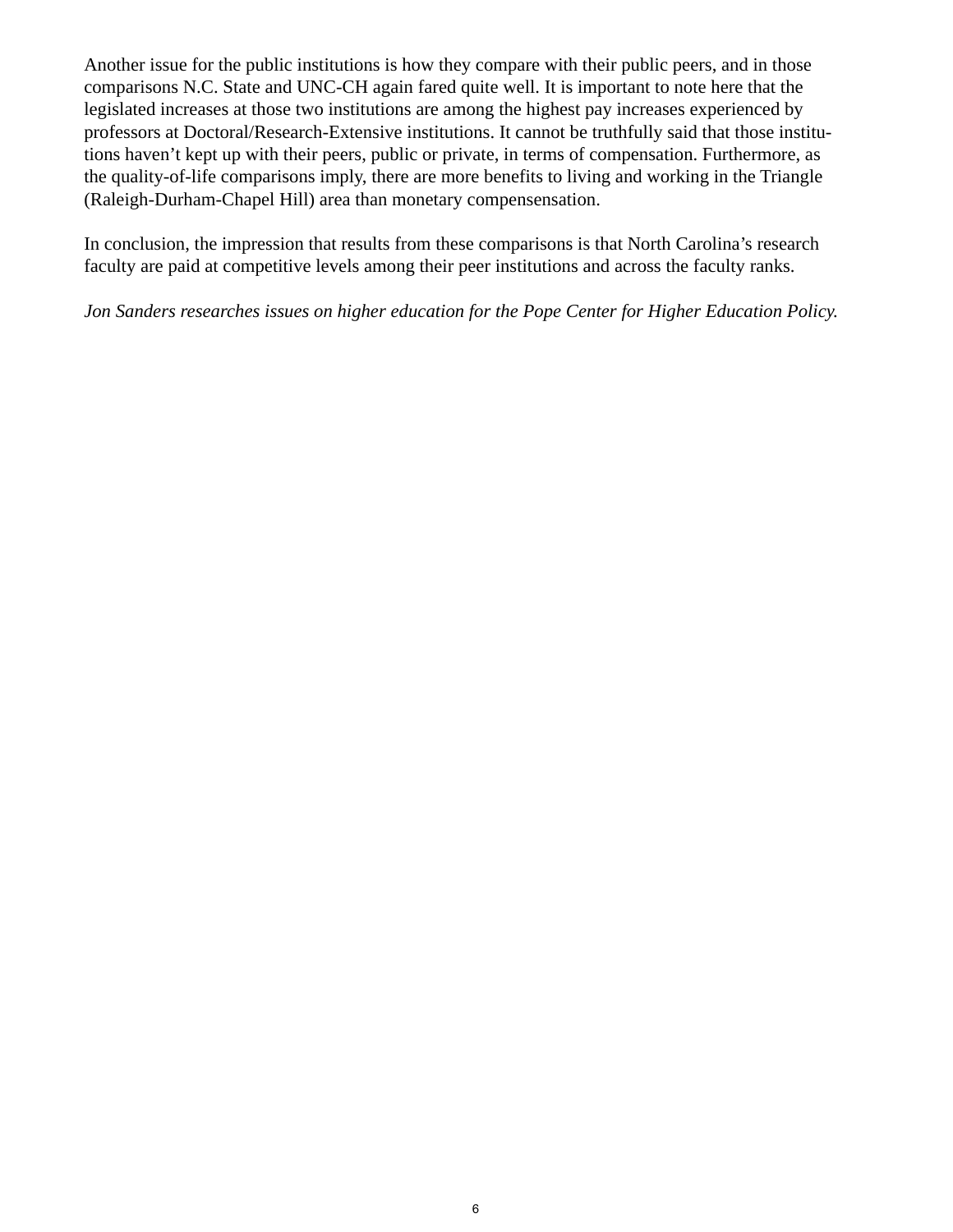Another issue for the public institutions is how they compare with their public peers, and in those comparisons N.C. State and UNC-CH again fared quite well. It is important to note here that the legislated increases at those two institutions are among the highest pay increases experienced by professors at Doctoral/Research-Extensive institutions. It cannot be truthfully said that those institutions haven't kept up with their peers, public or private, in terms of compensation. Furthermore, as the quality-of-life comparisons imply, there are more benefits to living and working in the Triangle (Raleigh-Durham-Chapel Hill) area than monetary compensensation.

In conclusion, the impression that results from these comparisons is that North Carolina's research faculty are paid at competitive levels among their peer institutions and across the faculty ranks.

*Jon Sanders researches issues on higher education for the Pope Center for Higher Education Policy.*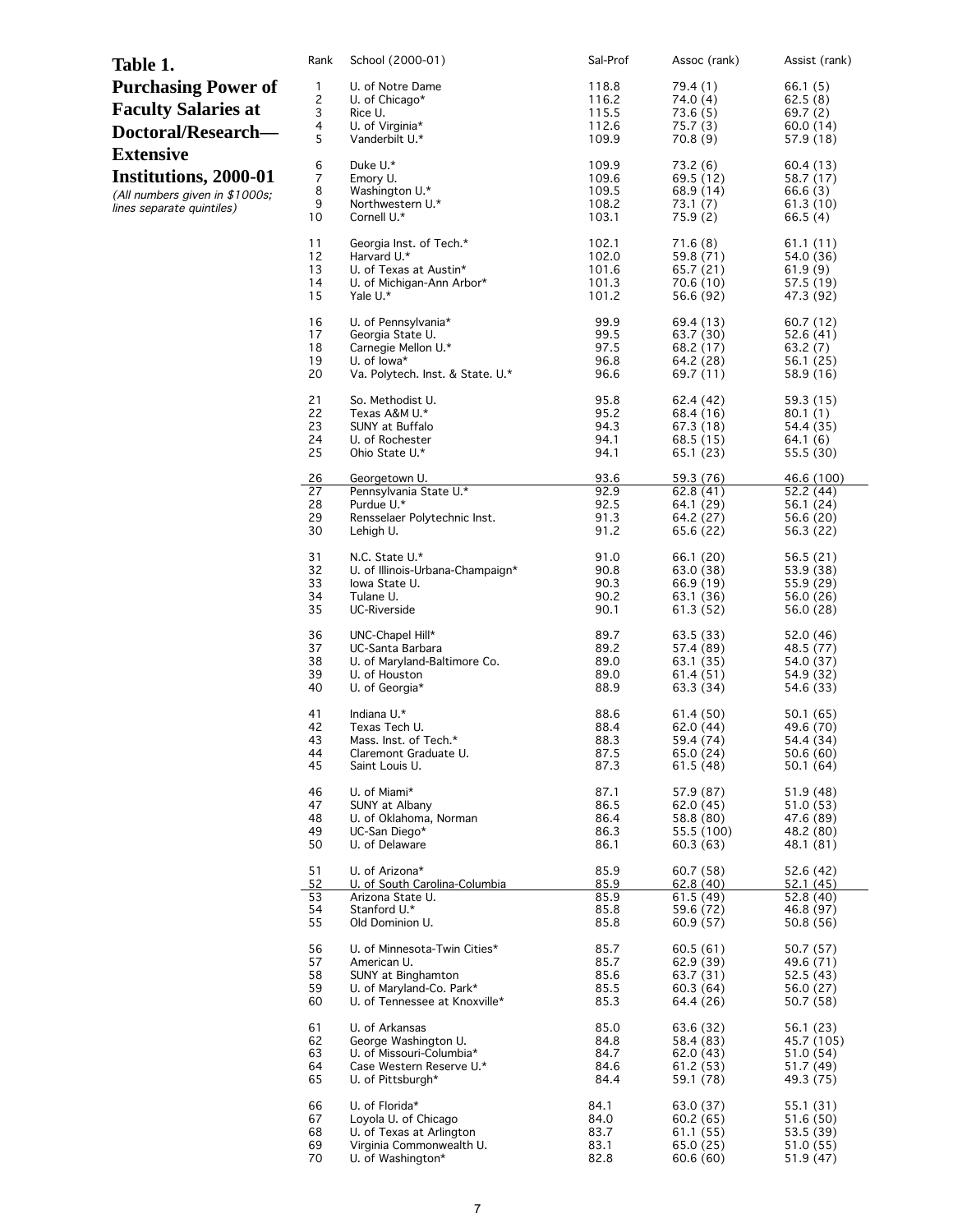**Table 1. Purchasing Power of Faculty Salaries at Doctoral/Research—Extensive Institutions, 2000-01**

*(All numbers given in $1000s; lines separate quintiles)*

| Rank | School (2000-01) | Sal-Prof | Assoc (rank) | Assist (rank) |
|---|---|---|---|---|
| 1 | U. of Notre Dame | 118.8 | 79.4 (1) | 66.1 (5) |
| 2 | U. of Chicago* | 116.2 | 74.0 (4) | 62.5 (8) |
| 3 | Rice U. | 115.5 | 73.6 (5) | 69.7 (2) |
| 4 | U. of Virginia* | 112.6 | 75.7 (3) | 60.0 (14) |
| 5 | Vanderbilt U.* | 109.9 | 70.8 (9) | 57.9 (18) |
| 6 | Duke U.* | 109.9 | 73.2 (6) | 60.4 (13) |
| 7 | Emory U. | 109.6 | 69.5 (12) | 58.7 (17) |
| 8 | Washington U.* | 109.5 | 68.9 (14) | 66.6 (3) |
| 9 | Northwestern U.* | 108.2 | 73.1 (7) | 61.3 (10) |
| 10 | Cornell U.* | 103.1 | 75.9 (2) | 66.5 (4) |
| 11 | Georgia Inst. of Tech.* | 102.1 | 71.6 (8) | 61.1 (11) |
| 12 | Harvard U.* | 102.0 | 59.8 (71) | 54.0 (36) |
| 13 | U. of Texas at Austin* | 101.6 | 65.7 (21) | 61.9 (9) |
| 14 | U. of Michigan-Ann Arbor* | 101.3 | 70.6 (10) | 57.5 (19) |
| 15 | Yale U.* | 101.2 | 56.6 (92) | 47.3 (92) |
| 16 | U. of Pennsylvania* | 99.9 | 69.4 (13) | 60.7 (12) |
| 17 | Georgia State U. | 99.5 | 63.7 (30) | 52.6 (41) |
| 18 | Carnegie Mellon U.* | 97.5 | 68.2 (17) | 63.2 (7) |
| 19 | U. of Iowa* | 96.8 | 64.2 (28) | 56.1 (25) |
| 20 | Va. Polytech. Inst. & State. U.* | 96.6 | 69.7 (11) | 58.9 (16) |
| 21 | So. Methodist U. | 95.8 | 62.4 (42) | 59.3 (15) |
| 22 | Texas A&M U.* | 95.2 | 68.4 (16) | 80.1 (1) |
| 23 | SUNY at Buffalo | 94.3 | 67.3 (18) | 54.4 (35) |
| 24 | U. of Rochester | 94.1 | 68.5 (15) | 64.1 (6) |
| 25 | Ohio State U.* | 94.1 | 65.1 (23) | 55.5 (30) |
| 26 | Georgetown U. | 93.6 | 59.3 (76) | 46.6 (100) |
| 27 | Pennsylvania State U.* | 92.9 | 62.8 (41) | 52.2 (44) |
| 28 | Purdue U.* | 92.5 | 64.1 (29) | 56.1 (24) |
| 29 | Rensselaer Polytechnic Inst. | 91.3 | 64.2 (27) | 56.6 (20) |
| 30 | Lehigh U. | 91.2 | 65.6 (22) | 56.3 (22) |
| 31 | N.C. State U.* | 91.0 | 66.1 (20) | 56.5 (21) |
| 32 | U. of Illinois-Urbana-Champaign* | 90.8 | 63.0 (38) | 53.9 (38) |
| 33 | Iowa State U. | 90.3 | 66.9 (19) | 55.9 (29) |
| 34 | Tulane U. | 90.2 | 63.1 (36) | 56.0 (26) |
| 35 | UC-Riverside | 90.1 | 61.3 (52) | 56.0 (28) |
| 36 | UNC-Chapel Hill* | 89.7 | 63.5 (33) | 52.0 (46) |
| 37 | UC-Santa Barbara | 89.2 | 57.4 (89) | 48.5 (77) |
| 38 | U. of Maryland-Baltimore Co. | 89.0 | 63.1 (35) | 54.0 (37) |
| 39 | U. of Houston | 89.0 | 61.4 (51) | 54.9 (32) |
| 40 | U. of Georgia* | 88.9 | 63.3 (34) | 54.6 (33) |
| 41 | Indiana U.* | 88.6 | 61.4 (50) | 50.1 (65) |
| 42 | Texas Tech U. | 88.4 | 62.0 (44) | 49.6 (70) |
| 43 | Mass. Inst. of Tech.* | 88.3 | 59.4 (74) | 54.4 (34) |
| 44 | Claremont Graduate U. | 87.5 | 65.0 (24) | 50.6 (60) |
| 45 | Saint Louis U. | 87.3 | 61.5 (48) | 50.1 (64) |
| 46 | U. of Miami* | 87.1 | 57.9 (87) | 51.9 (48) |
| 47 | SUNY at Albany | 86.5 | 62.0 (45) | 51.0 (53) |
| 48 | U. of Oklahoma, Norman | 86.4 | 58.8 (80) | 47.6 (89) |
| 49 | UC-San Diego* | 86.3 | 55.5 (100) | 48.2 (80) |
| 50 | U. of Delaware | 86.1 | 60.3 (63) | 48.1 (81) |
| 51 | U. of Arizona* | 85.9 | 60.7 (58) | 52.6 (42) |
| 52 | U. of South Carolina-Columbia | 85.9 | 62.8 (40) | 52.1 (45) |
| 53 | Arizona State U. | 85.9 | 61.5 (49) | 52.8 (40) |
| 54 | Stanford U.* | 85.8 | 59.6 (72) | 46.8 (97) |
| 55 | Old Dominion U. | 85.8 | 60.9 (57) | 50.8 (56) |
| 56 | U. of Minnesota-Twin Cities* | 85.7 | 60.5 (61) | 50.7 (57) |
| 57 | American U. | 85.7 | 62.9 (39) | 49.6 (71) |
| 58 | SUNY at Binghamton | 85.6 | 63.7 (31) | 52.5 (43) |
| 59 | U. of Maryland-Co. Park* | 85.5 | 60.3 (64) | 56.0 (27) |
| 60 | U. of Tennessee at Knoxville* | 85.3 | 64.4 (26) | 50.7 (58) |
| 61 | U. of Arkansas | 85.0 | 63.6 (32) | 56.1 (23) |
| 62 | George Washington U. | 84.8 | 58.4 (83) | 45.7 (105) |
| 63 | U. of Missouri-Columbia* | 84.7 | 62.0 (43) | 51.0 (54) |
| 64 | Case Western Reserve U.* | 84.6 | 61.2 (53) | 51.7 (49) |
| 65 | U. of Pittsburgh* | 84.4 | 59.1 (78) | 49.3 (75) |
| 66 | U. of Florida* | 84.1 | 63.0 (37) | 55.1 (31) |
| 67 | Loyola U. of Chicago | 84.0 | 60.2 (65) | 51.6 (50) |
| 68 | U. of Texas at Arlington | 83.7 | 61.1 (55) | 53.5 (39) |
| 69 | Virginia Commonwealth U. | 83.1 | 65.0 (25) | 51.0 (55) |
| 70 | U. of Washington* | 82.8 | 60.6 (60) | 51.9 (47) |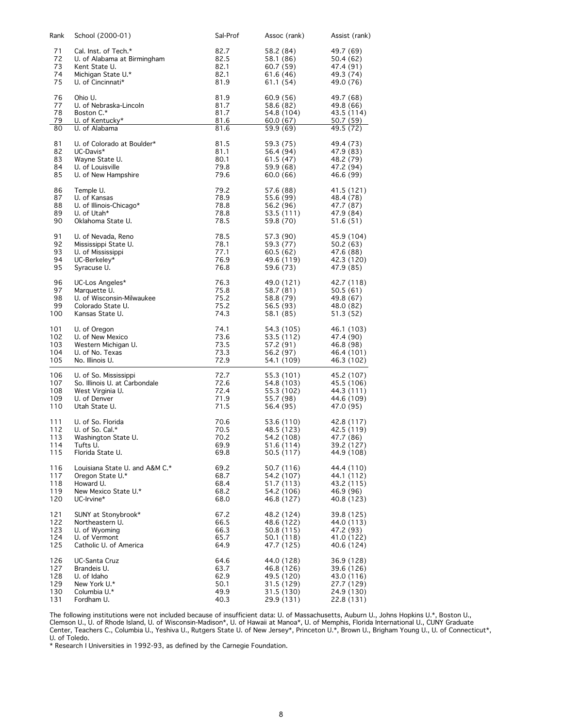| Rank | School (2000-01) | Sal-Prof | Assoc (rank) | Assist (rank) |
|---|---|---|---|---|
| 71 | Cal. Inst. of Tech.* | 82.7 | 58.2 (84) | 49.7 (69) |
| 72 | U. of Alabama at Birmingham | 82.5 | 58.1 (86) | 50.4 (62) |
| 73 | Kent State U. | 82.1 | 60.7 (59) | 47.4 (91) |
| 74 | Michigan State U.* | 82.1 | 61.6 (46) | 49.3 (74) |
| 75 | U. of Cincinnati* | 81.9 | 61.1 (54) | 49.0 (76) |
| 76 | Ohio U. | 81.9 | 60.9 (56) | 49.7 (68) |
| 77 | U. of Nebraska-Lincoln | 81.7 | 58.6 (82) | 49.8 (66) |
| 78 | Boston C.* | 81.7 | 54.8 (104) | 43.5 (114) |
| 79 | U. of Kentucky* | 81.6 | 60.0 (67) | 50.7 (59) |
| 80 | U. of Alabama | 81.6 | 59.9 (69) | 49.5 (72) |
| 81 | U. of Colorado at Boulder* | 81.5 | 59.3 (75) | 49.4 (73) |
| 82 | UC-Davis* | 81.1 | 56.4 (94) | 47.9 (83) |
| 83 | Wayne State U. | 80.1 | 61.5 (47) | 48.2 (79) |
| 84 | U. of Louisville | 79.8 | 59.9 (68) | 47.2 (94) |
| 85 | U. of New Hampshire | 79.6 | 60.0 (66) | 46.6 (99) |
| 86 | Temple U. | 79.2 | 57.6 (88) | 41.5 (121) |
| 87 | U. of Kansas | 78.9 | 55.6 (99) | 48.4 (78) |
| 88 | U. of Illinois-Chicago* | 78.8 | 56.2 (96) | 47.7 (87) |
| 89 | U. of Utah* | 78.8 | 53.5 (111) | 47.9 (84) |
| 90 | Oklahoma State U. | 78.5 | 59.8 (70) | 51.6 (51) |
| 91 | U. of Nevada, Reno | 78.5 | 57.3 (90) | 45.9 (104) |
| 92 | Mississippi State U. | 78.1 | 59.3 (77) | 50.2 (63) |
| 93 | U. of Mississippi | 77.1 | 60.5 (62) | 47.6 (88) |
| 94 | UC-Berkeley* | 76.9 | 49.6 (119) | 42.3 (120) |
| 95 | Syracuse U. | 76.8 | 59.6 (73) | 47.9 (85) |
| 96 | UC-Los Angeles* | 76.3 | 49.0 (121) | 42.7 (118) |
| 97 | Marquette U. | 75.8 | 58.7 (81) | 50.5 (61) |
| 98 | U. of Wisconsin-Milwaukee | 75.2 | 58.8 (79) | 49.8 (67) |
| 99 | Colorado State U. | 75.2 | 56.5 (93) | 48.0 (82) |
| 100 | Kansas State U. | 74.3 | 58.1 (85) | 51.3 (52) |
| 101 | U. of Oregon | 74.1 | 54.3 (105) | 46.1 (103) |
| 102 | U. of New Mexico | 73.6 | 53.5 (112) | 47.4 (90) |
| 103 | Western Michigan U. | 73.5 | 57.2 (91) | 46.8 (98) |
| 104 | U. of No. Texas | 73.3 | 56.2 (97) | 46.4 (101) |
| 105 | No. Illinois U. | 72.9 | 54.1 (109) | 46.3 (102) |
| 106 | U. of So. Mississippi | 72.7 | 55.3 (101) | 45.2 (107) |
| 107 | So. Illinois U. at Carbondale | 72.6 | 54.8 (103) | 45.5 (106) |
| 108 | West Virginia U. | 72.4 | 55.3 (102) | 44.3 (111) |
| 109 | U. of Denver | 71.9 | 55.7 (98) | 44.6 (109) |
| 110 | Utah State U. | 71.5 | 56.4 (95) | 47.0 (95) |
| 111 | U. of So. Florida | 70.6 | 53.6 (110) | 42.8 (117) |
| 112 | U. of So. Cal.* | 70.5 | 48.5 (123) | 42.5 (119) |
| 113 | Washington State U. | 70.2 | 54.2 (108) | 47.7 (86) |
| 114 | Tufts U. | 69.9 | 51.6 (114) | 39.2 (127) |
| 115 | Florida State U. | 69.8 | 50.5 (117) | 44.9 (108) |
| 116 | Louisiana State U. and A&M C.* | 69.2 | 50.7 (116) | 44.4 (110) |
| 117 | Oregon State U.* | 68.7 | 54.2 (107) | 44.1 (112) |
| 118 | Howard U. | 68.4 | 51.7 (113) | 43.2 (115) |
| 119 | New Mexico State U.* | 68.2 | 54.2 (106) | 46.9 (96) |
| 120 | UC-Irvine* | 68.0 | 46.8 (127) | 40.8 (123) |
| 121 | SUNY at Stonybrook* | 67.2 | 48.2 (124) | 39.8 (125) |
| 122 | Northeastern U. | 66.5 | 48.6 (122) | 44.0 (113) |
| 123 | U. of Wyoming | 66.3 | 50.8 (115) | 47.2 (93) |
| 124 | U. of Vermont | 65.7 | 50.1 (118) | 41.0 (122) |
| 125 | Catholic U. of America | 64.9 | 47.7 (125) | 40.6 (124) |
| 126 | UC-Santa Cruz | 64.6 | 44.0 (128) | 36.9 (128) |
| 127 | Brandeis U. | 63.7 | 46.8 (126) | 39.6 (126) |
| 128 | U. of Idaho | 62.9 | 49.5 (120) | 43.0 (116) |
| 129 | New York U.* | 50.1 | 31.5 (129) | 27.7 (129) |
| 130 | Columbia U.* | 49.9 | 31.5 (130) | 24.9 (130) |
| 131 | Fordham U. | 40.3 | 29.9 (131) | 22.8 (131) |

The following institutions were not included because of insufficient data: U. of Massachusetts, Auburn U., Johns Hopkins U.*, Boston U., Clemson U., U. of Rhode Island, U. of Wisconsin-Madison*, U. of Hawaii at Manoa*, U. of Memphis, Florida International U., CUNY Graduate Center, Teachers C., Columbia U., Yeshiva U., Rutgers State U. of New Jersey*, Princeton U.*, Brown U., Brigham Young U., U. of Connecticut*, U. of Toledo.

* Research I Universities in 1992-93, as defined by the Carnegie Foundation.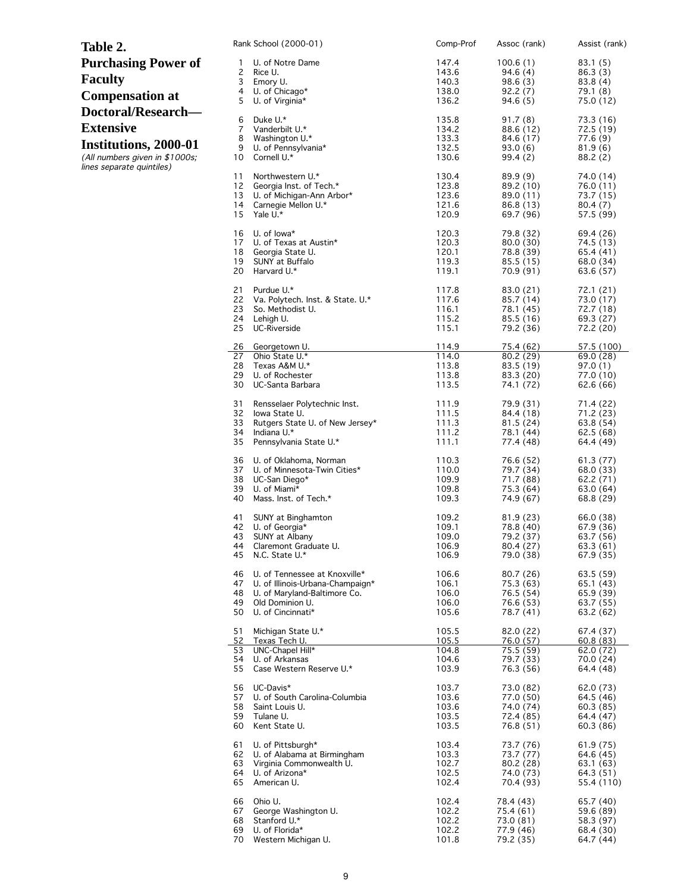**Table 2. Purchasing Power of Faculty Compensation at Doctoral/Research—Extensive Institutions, 2000-01**

*(All numbers given in $1000s; lines separate quintiles)*

| Rank | School (2000-01) | Comp-Prof | Assoc (rank) | Assist (rank) |
|---|---|---|---|---|
| 1 | U. of Notre Dame | 147.4 | 100.6 (1) | 83.1 (5) |
| 2 | Rice U. | 143.6 | 94.6 (4) | 86.3 (3) |
| 3 | Emory U. | 140.3 | 98.6 (3) | 83.8 (4) |
| 4 | U. of Chicago* | 138.0 | 92.2 (7) | 79.1 (8) |
| 5 | U. of Virginia* | 136.2 | 94.6 (5) | 75.0 (12) |
| 6 | Duke U.* | 135.8 | 91.7 (8) | 73.3 (16) |
| 7 | Vanderbilt U.* | 134.2 | 88.6 (12) | 72.5 (19) |
| 8 | Washington U.* | 133.3 | 84.6 (17) | 77.6 (9) |
| 9 | U. of Pennsylvania* | 132.5 | 93.0 (6) | 81.9 (6) |
| 10 | Cornell U.* | 130.6 | 99.4 (2) | 88.2 (2) |
| 11 | Northwestern U.* | 130.4 | 89.9 (9) | 74.0 (14) |
| 12 | Georgia Inst. of Tech.* | 123.8 | 89.2 (10) | 76.0 (11) |
| 13 | U. of Michigan-Ann Arbor* | 123.6 | 89.0 (11) | 73.7 (15) |
| 14 | Carnegie Mellon U.* | 121.6 | 86.8 (13) | 80.4 (7) |
| 15 | Yale U.* | 120.9 | 69.7 (96) | 57.5 (99) |
| 16 | U. of Iowa* | 120.3 | 79.8 (32) | 69.4 (26) |
| 17 | U. of Texas at Austin* | 120.3 | 80.0 (30) | 74.5 (13) |
| 18 | Georgia State U. | 120.1 | 78.8 (39) | 65.4 (41) |
| 19 | SUNY at Buffalo | 119.3 | 85.5 (15) | 68.0 (34) |
| 20 | Harvard U.* | 119.1 | 70.9 (91) | 63.6 (57) |
| 21 | Purdue U.* | 117.8 | 83.0 (21) | 72.1 (21) |
| 22 | Va. Polytech. Inst. & State. U.* | 117.6 | 85.7 (14) | 73.0 (17) |
| 23 | So. Methodist U. | 116.1 | 78.1 (45) | 72.7 (18) |
| 24 | Lehigh U. | 115.2 | 85.5 (16) | 69.3 (27) |
| 25 | UC-Riverside | 115.1 | 79.2 (36) | 72.2 (20) |
| 26 | Georgetown U. | 114.9 | 75.4 (62) | 57.5 (100) |
| 27 | Ohio State U.* | 114.0 | 80.2 (29) | 69.0 (28) |
| 28 | Texas A&M U.* | 113.8 | 83.5 (19) | 97.0 (1) |
| 29 | U. of Rochester | 113.8 | 83.3 (20) | 77.0 (10) |
| 30 | UC-Santa Barbara | 113.5 | 74.1 (72) | 62.6 (66) |
| 31 | Rensselaer Polytechnic Inst. | 111.9 | 79.9 (31) | 71.4 (22) |
| 32 | Iowa State U. | 111.5 | 84.4 (18) | 71.2 (23) |
| 33 | Rutgers State U. of New Jersey* | 111.3 | 81.5 (24) | 63.8 (54) |
| 34 | Indiana U.* | 111.2 | 78.1 (44) | 62.5 (68) |
| 35 | Pennsylvania State U.* | 111.1 | 77.4 (48) | 64.4 (49) |
| 36 | U. of Oklahoma, Norman | 110.3 | 76.6 (52) | 61.3 (77) |
| 37 | U. of Minnesota-Twin Cities* | 110.0 | 79.7 (34) | 68.0 (33) |
| 38 | UC-San Diego* | 109.9 | 71.7 (88) | 62.2 (71) |
| 39 | U. of Miami* | 109.8 | 75.3 (64) | 63.0 (64) |
| 40 | Mass. Inst. of Tech.* | 109.3 | 74.9 (67) | 68.8 (29) |
| 41 | SUNY at Binghamton | 109.2 | 81.9 (23) | 66.0 (38) |
| 42 | U. of Georgia* | 109.1 | 78.8 (40) | 67.9 (36) |
| 43 | SUNY at Albany | 109.0 | 79.2 (37) | 63.7 (56) |
| 44 | Claremont Graduate U. | 106.9 | 80.4 (27) | 63.3 (61) |
| 45 | N.C. State U.* | 106.9 | 79.0 (38) | 67.9 (35) |
| 46 | U. of Tennessee at Knoxville* | 106.6 | 80.7 (26) | 63.5 (59) |
| 47 | U. of Illinois-Urbana-Champaign* | 106.1 | 75.3 (63) | 65.1 (43) |
| 48 | U. of Maryland-Baltimore Co. | 106.0 | 76.5 (54) | 65.9 (39) |
| 49 | Old Dominion U. | 106.0 | 76.6 (53) | 63.7 (55) |
| 50 | U. of Cincinnati* | 105.6 | 78.7 (41) | 63.2 (62) |
| 51 | Michigan State U.* | 105.5 | 82.0 (22) | 67.4 (37) |
| 52 | Texas Tech U. | 105.5 | 76.0 (57) | 60.8 (83) |
| 53 | UNC-Chapel Hill* | 104.8 | 75.5 (59) | 62.0 (72) |
| 54 | U. of Arkansas | 104.6 | 79.7 (33) | 70.0 (24) |
| 55 | Case Western Reserve U.* | 103.9 | 76.3 (56) | 64.4 (48) |
| 56 | UC-Davis* | 103.7 | 73.0 (82) | 62.0 (73) |
| 57 | U. of South Carolina-Columbia | 103.6 | 77.0 (50) | 64.5 (46) |
| 58 | Saint Louis U. | 103.6 | 74.0 (74) | 60.3 (85) |
| 59 | Tulane U. | 103.5 | 72.4 (85) | 64.4 (47) |
| 60 | Kent State U. | 103.5 | 76.8 (51) | 60.3 (86) |
| 61 | U. of Pittsburgh* | 103.4 | 73.7 (76) | 61.9 (75) |
| 62 | U. of Alabama at Birmingham | 103.3 | 73.7 (77) | 64.6 (45) |
| 63 | Virginia Commonwealth U. | 102.7 | 80.2 (28) | 63.1 (63) |
| 64 | U. of Arizona* | 102.5 | 74.0 (73) | 64.3 (51) |
| 65 | American U. | 102.4 | 70.4 (93) | 55.4 (110) |
| 66 | Ohio U. | 102.4 | 78.4 (43) | 65.7 (40) |
| 67 | George Washington U. | 102.2 | 75.4 (61) | 59.6 (89) |
| 68 | Stanford U.* | 102.2 | 73.0 (81) | 58.3 (97) |
| 69 | U. of Florida* | 102.2 | 77.9 (46) | 68.4 (30) |
| 70 | Western Michigan U. | 101.8 | 79.2 (35) | 64.7 (44) |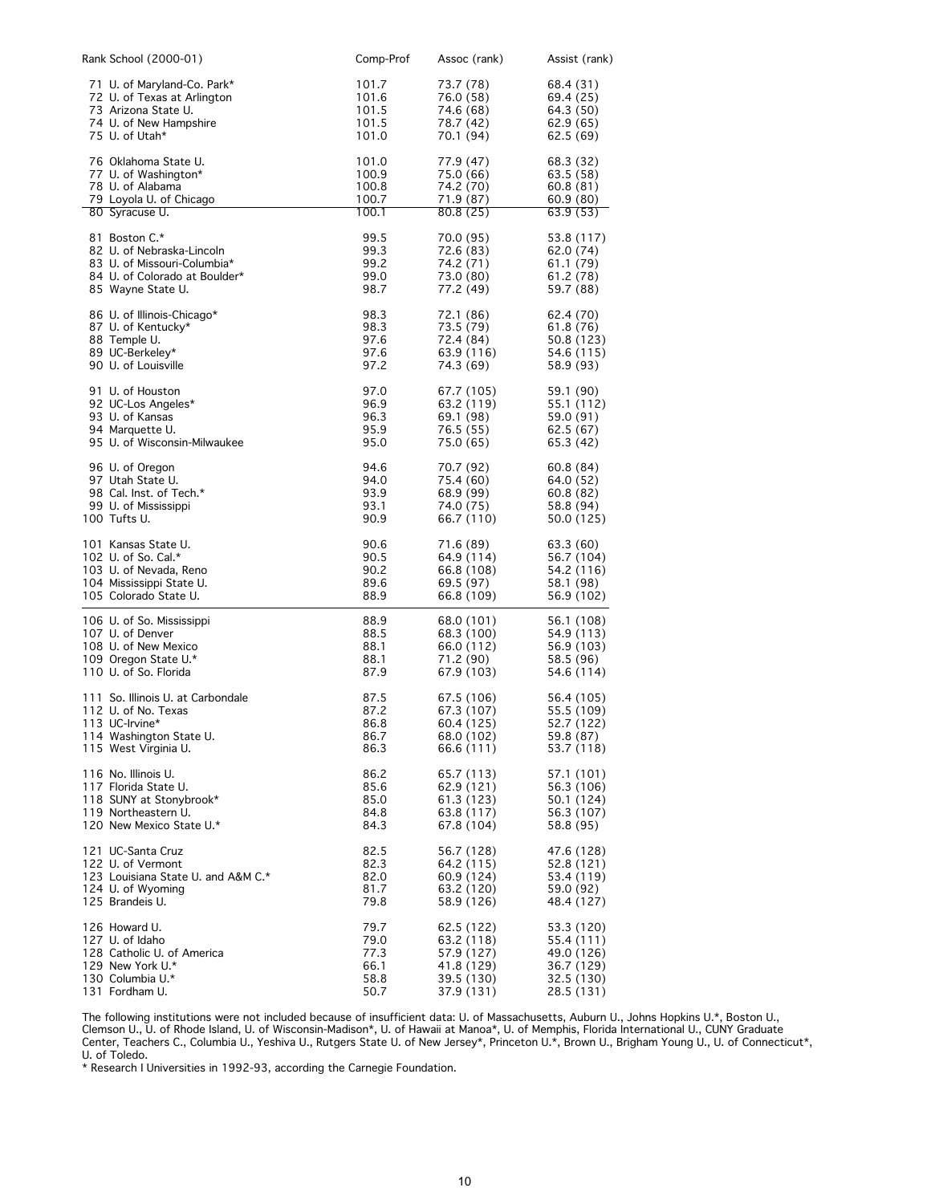| Rank School (2000-01) | Comp-Prof | Assoc (rank) | Assist (rank) |
|---|---|---|---|
| 71 U. of Maryland-Co. Park* | 101.7 | 73.7 (78) | 68.4 (31) |
| 72 U. of Texas at Arlington | 101.6 | 76.0 (58) | 69.4 (25) |
| 73 Arizona State U. | 101.5 | 74.6 (68) | 64.3 (50) |
| 74 U. of New Hampshire | 101.5 | 78.7 (42) | 62.9 (65) |
| 75 U. of Utah* | 101.0 | 70.1 (94) | 62.5 (69) |
| 76 Oklahoma State U. | 101.0 | 77.9 (47) | 68.3 (32) |
| 77 U. of Washington* | 100.9 | 75.0 (66) | 63.5 (58) |
| 78 U. of Alabama | 100.8 | 74.2 (70) | 60.8 (81) |
| 79 Loyola U. of Chicago | 100.7 | 71.9 (87) | 60.9 (80) |
| 80 Syracuse U. | 100.1 | 80.8 (25) | 63.9 (53) |
| 81 Boston C.* | 99.5 | 70.0 (95) | 53.8 (117) |
| 82 U. of Nebraska-Lincoln | 99.3 | 72.6 (83) | 62.0 (74) |
| 83 U. of Missouri-Columbia* | 99.2 | 74.2 (71) | 61.1 (79) |
| 84 U. of Colorado at Boulder* | 99.0 | 73.0 (80) | 61.2 (78) |
| 85 Wayne State U. | 98.7 | 77.2 (49) | 59.7 (88) |
| 86 U. of Illinois-Chicago* | 98.3 | 72.1 (86) | 62.4 (70) |
| 87 U. of Kentucky* | 98.3 | 73.5 (79) | 61.8 (76) |
| 88 Temple U. | 97.6 | 72.4 (84) | 50.8 (123) |
| 89 UC-Berkeley* | 97.6 | 63.9 (116) | 54.6 (115) |
| 90 U. of Louisville | 97.2 | 74.3 (69) | 58.9 (93) |
| 91 U. of Houston | 97.0 | 67.7 (105) | 59.1 (90) |
| 92 UC-Los Angeles* | 96.9 | 63.2 (119) | 55.1 (112) |
| 93 U. of Kansas | 96.3 | 69.1 (98) | 59.0 (91) |
| 94 Marquette U. | 95.9 | 76.5 (55) | 62.5 (67) |
| 95 U. of Wisconsin-Milwaukee | 95.0 | 75.0 (65) | 65.3 (42) |
| 96 U. of Oregon | 94.6 | 70.7 (92) | 60.8 (84) |
| 97 Utah State U. | 94.0 | 75.4 (60) | 64.0 (52) |
| 98 Cal. Inst. of Tech.* | 93.9 | 68.9 (99) | 60.8 (82) |
| 99 U. of Mississippi | 93.1 | 74.0 (75) | 58.8 (94) |
| 100 Tufts U. | 90.9 | 66.7 (110) | 50.0 (125) |
| 101 Kansas State U. | 90.6 | 71.6 (89) | 63.3 (60) |
| 102 U. of So. Cal.* | 90.5 | 64.9 (114) | 56.7 (104) |
| 103 U. of Nevada, Reno | 90.2 | 66.8 (108) | 54.2 (116) |
| 104 Mississippi State U. | 89.6 | 69.5 (97) | 58.1 (98) |
| 105 Colorado State U. | 88.9 | 66.8 (109) | 56.9 (102) |
| 106 U. of So. Mississippi | 88.9 | 68.0 (101) | 56.1 (108) |
| 107 U. of Denver | 88.5 | 68.3 (100) | 54.9 (113) |
| 108 U. of New Mexico | 88.1 | 66.0 (112) | 56.9 (103) |
| 109 Oregon State U.* | 88.1 | 71.2 (90) | 58.5 (96) |
| 110 U. of So. Florida | 87.9 | 67.9 (103) | 54.6 (114) |
| 111 So. Illinois U. at Carbondale | 87.5 | 67.5 (106) | 56.4 (105) |
| 112 U. of No. Texas | 87.2 | 67.3 (107) | 55.5 (109) |
| 113 UC-Irvine* | 86.8 | 60.4 (125) | 52.7 (122) |
| 114 Washington State U. | 86.7 | 68.0 (102) | 59.8 (87) |
| 115 West Virginia U. | 86.3 | 66.6 (111) | 53.7 (118) |
| 116 No. Illinois U. | 86.2 | 65.7 (113) | 57.1 (101) |
| 117 Florida State U. | 85.6 | 62.9 (121) | 56.3 (106) |
| 118 SUNY at Stonybrook* | 85.0 | 61.3 (123) | 50.1 (124) |
| 119 Northeastern U. | 84.8 | 63.8 (117) | 56.3 (107) |
| 120 New Mexico State U.* | 84.3 | 67.8 (104) | 58.8 (95) |
| 121 UC-Santa Cruz | 82.5 | 56.7 (128) | 47.6 (128) |
| 122 U. of Vermont | 82.3 | 64.2 (115) | 52.8 (121) |
| 123 Louisiana State U. and A&M C.* | 82.0 | 60.9 (124) | 53.4 (119) |
| 124 U. of Wyoming | 81.7 | 63.2 (120) | 59.0 (92) |
| 125 Brandeis U. | 79.8 | 58.9 (126) | 48.4 (127) |
| 126 Howard U. | 79.7 | 62.5 (122) | 53.3 (120) |
| 127 U. of Idaho | 79.0 | 63.2 (118) | 55.4 (111) |
| 128 Catholic U. of America | 77.3 | 57.9 (127) | 49.0 (126) |
| 129 New York U.* | 66.1 | 41.8 (129) | 36.7 (129) |
| 130 Columbia U.* | 58.8 | 39.5 (130) | 32.5 (130) |
| 131 Fordham U. | 50.7 | 37.9 (131) | 28.5 (131) |

The following institutions were not included because of insufficient data: U. of Massachusetts, Auburn U., Johns Hopkins U.*, Boston U., Clemson U., U. of Rhode Island, U. of Wisconsin-Madison*, U. of Hawaii at Manoa*, U. of Memphis, Florida International U., CUNY Graduate Center, Teachers C., Columbia U., Yeshiva U., Rutgers State U. of New Jersey*, Princeton U.*, Brown U., Brigham Young U., U. of Connecticut*, U. of Toledo.

* Research I Universities in 1992-93, according the Carnegie Foundation.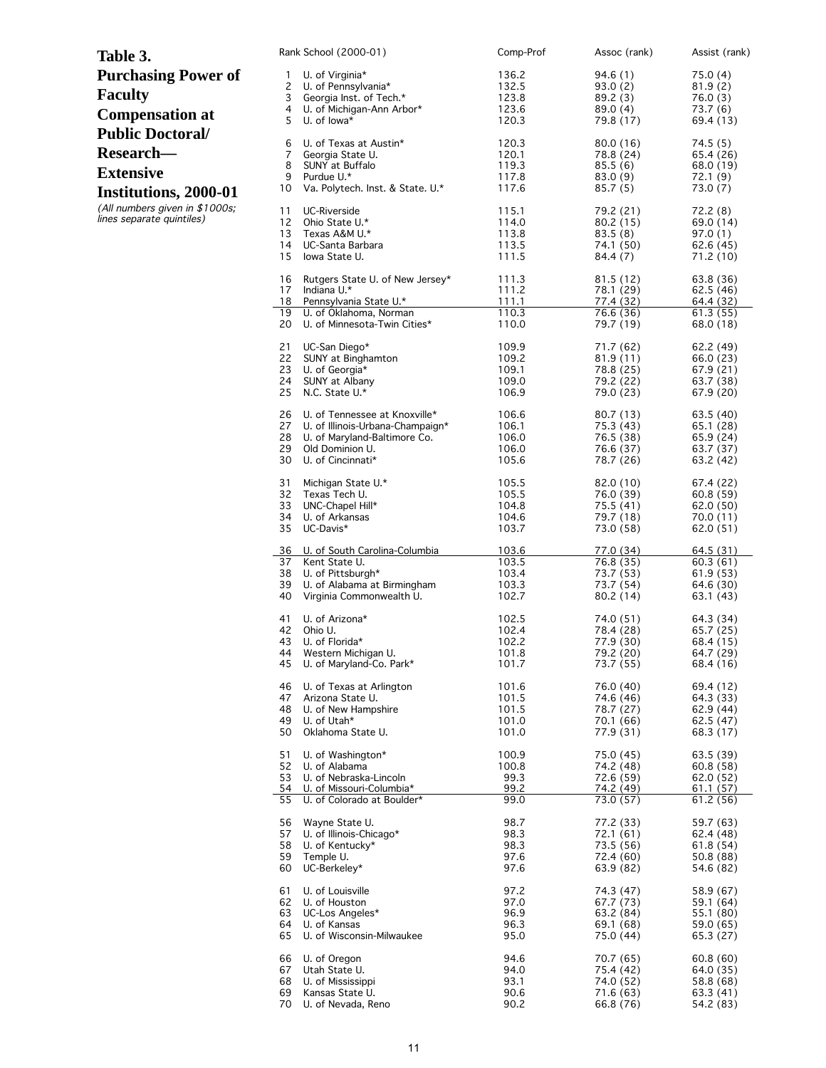**Table 3. Purchasing Power of Faculty Compensation at Public Doctoral/ Research—Extensive Institutions, 2000-01**

*(All numbers given in $1000s; lines separate quintiles)*

| Rank | School (2000-01) | Comp-Prof | Assoc (rank) | Assist (rank) |
|---|---|---|---|---|
| 1 | U. of Virginia* | 136.2 | 94.6 (1) | 75.0 (4) |
| 2 | U. of Pennsylvania* | 132.5 | 93.0 (2) | 81.9 (2) |
| 3 | Georgia Inst. of Tech.* | 123.8 | 89.2 (3) | 76.0 (3) |
| 4 | U. of Michigan-Ann Arbor* | 123.6 | 89.0 (4) | 73.7 (6) |
| 5 | U. of Iowa* | 120.3 | 79.8 (17) | 69.4 (13) |
| 6 | U. of Texas at Austin* | 120.3 | 80.0 (16) | 74.5 (5) |
| 7 | Georgia State U. | 120.1 | 78.8 (24) | 65.4 (26) |
| 8 | SUNY at Buffalo | 119.3 | 85.5 (6) | 68.0 (19) |
| 9 | Purdue U.* | 117.8 | 83.0 (9) | 72.1 (9) |
| 10 | Va. Polytech. Inst. & State. U.* | 117.6 | 85.7 (5) | 73.0 (7) |
| 11 | UC-Riverside | 115.1 | 79.2 (21) | 72.2 (8) |
| 12 | Ohio State U.* | 114.0 | 80.2 (15) | 69.0 (14) |
| 13 | Texas A&M U.* | 113.8 | 83.5 (8) | 97.0 (1) |
| 14 | UC-Santa Barbara | 113.5 | 74.1 (50) | 62.6 (45) |
| 15 | Iowa State U. | 111.5 | 84.4 (7) | 71.2 (10) |
| 16 | Rutgers State U. of New Jersey* | 111.3 | 81.5 (12) | 63.8 (36) |
| 17 | Indiana U.* | 111.2 | 78.1 (29) | 62.5 (46) |
| 18 | Pennsylvania State U.* | 111.1 | 77.4 (32) | 64.4 (32) |
| 19 | U. of Oklahoma, Norman | 110.3 | 76.6 (36) | 61.3 (55) |
| 20 | U. of Minnesota-Twin Cities* | 110.0 | 79.7 (19) | 68.0 (18) |
| 21 | UC-San Diego* | 109.9 | 71.7 (62) | 62.2 (49) |
| 22 | SUNY at Binghamton | 109.2 | 81.9 (11) | 66.0 (23) |
| 23 | U. of Georgia* | 109.1 | 78.8 (25) | 67.9 (21) |
| 24 | SUNY at Albany | 109.0 | 79.2 (22) | 63.7 (38) |
| 25 | N.C. State U.* | 106.9 | 79.0 (23) | 67.9 (20) |
| 26 | U. of Tennessee at Knoxville* | 106.6 | 80.7 (13) | 63.5 (40) |
| 27 | U. of Illinois-Urbana-Champaign* | 106.1 | 75.3 (43) | 65.1 (28) |
| 28 | U. of Maryland-Baltimore Co. | 106.0 | 76.5 (38) | 65.9 (24) |
| 29 | Old Dominion U. | 106.0 | 76.6 (37) | 63.7 (37) |
| 30 | U. of Cincinnati* | 105.6 | 78.7 (26) | 63.2 (42) |
| 31 | Michigan State U.* | 105.5 | 82.0 (10) | 67.4 (22) |
| 32 | Texas Tech U. | 105.5 | 76.0 (39) | 60.8 (59) |
| 33 | UNC-Chapel Hill* | 104.8 | 75.5 (41) | 62.0 (50) |
| 34 | U. of Arkansas | 104.6 | 79.7 (18) | 70.0 (11) |
| 35 | UC-Davis* | 103.7 | 73.0 (58) | 62.0 (51) |
| 36 | U. of South Carolina-Columbia | 103.6 | 77.0 (34) | 64.5 (31) |
| 37 | Kent State U. | 103.5 | 76.8 (35) | 60.3 (61) |
| 38 | U. of Pittsburgh* | 103.4 | 73.7 (53) | 61.9 (53) |
| 39 | U. of Alabama at Birmingham | 103.3 | 73.7 (54) | 64.6 (30) |
| 40 | Virginia Commonwealth U. | 102.7 | 80.2 (14) | 63.1 (43) |
| 41 | U. of Arizona* | 102.5 | 74.0 (51) | 64.3 (34) |
| 42 | Ohio U. | 102.4 | 78.4 (28) | 65.7 (25) |
| 43 | U. of Florida* | 102.2 | 77.9 (30) | 68.4 (15) |
| 44 | Western Michigan U. | 101.8 | 79.2 (20) | 64.7 (29) |
| 45 | U. of Maryland-Co. Park* | 101.7 | 73.7 (55) | 68.4 (16) |
| 46 | U. of Texas at Arlington | 101.6 | 76.0 (40) | 69.4 (12) |
| 47 | Arizona State U. | 101.5 | 74.6 (46) | 64.3 (33) |
| 48 | U. of New Hampshire | 101.5 | 78.7 (27) | 62.9 (44) |
| 49 | U. of Utah* | 101.0 | 70.1 (66) | 62.5 (47) |
| 50 | Oklahoma State U. | 101.0 | 77.9 (31) | 68.3 (17) |
| 51 | U. of Washington* | 100.9 | 75.0 (45) | 63.5 (39) |
| 52 | U. of Alabama | 100.8 | 74.2 (48) | 60.8 (58) |
| 53 | U. of Nebraska-Lincoln | 99.3 | 72.6 (59) | 62.0 (52) |
| 54 | U. of Missouri-Columbia* | 99.2 | 74.2 (49) | 61.1 (57) |
| 55 | U. of Colorado at Boulder* | 99.0 | 73.0 (57) | 61.2 (56) |
| 56 | Wayne State U. | 98.7 | 77.2 (33) | 59.7 (63) |
| 57 | U. of Illinois-Chicago* | 98.3 | 72.1 (61) | 62.4 (48) |
| 58 | U. of Kentucky* | 98.3 | 73.5 (56) | 61.8 (54) |
| 59 | Temple U. | 97.6 | 72.4 (60) | 50.8 (88) |
| 60 | UC-Berkeley* | 97.6 | 63.9 (82) | 54.6 (82) |
| 61 | U. of Louisville | 97.2 | 74.3 (47) | 58.9 (67) |
| 62 | U. of Houston | 97.0 | 67.7 (73) | 59.1 (64) |
| 63 | UC-Los Angeles* | 96.9 | 63.2 (84) | 55.1 (80) |
| 64 | U. of Kansas | 96.3 | 69.1 (68) | 59.0 (65) |
| 65 | U. of Wisconsin-Milwaukee | 95.0 | 75.0 (44) | 65.3 (27) |
| 66 | U. of Oregon | 94.6 | 70.7 (65) | 60.8 (60) |
| 67 | Utah State U. | 94.0 | 75.4 (42) | 64.0 (35) |
| 68 | U. of Mississippi | 93.1 | 74.0 (52) | 58.8 (68) |
| 69 | Kansas State U. | 90.6 | 71.6 (63) | 63.3 (41) |
| 70 | U. of Nevada, Reno | 90.2 | 66.8 (76) | 54.2 (83) |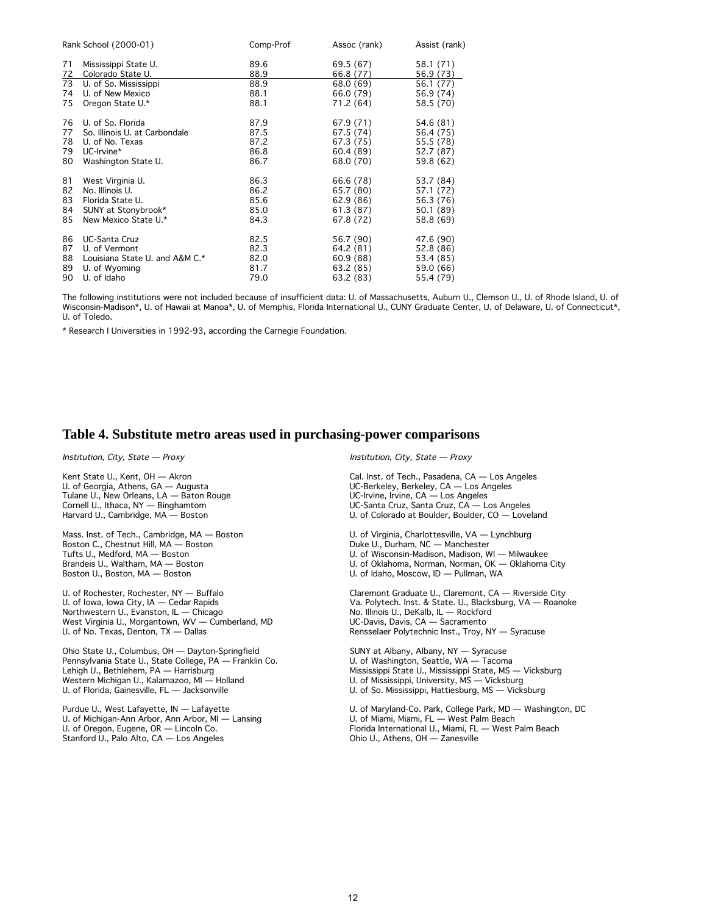| Rank | School (2000-01) | Comp-Prof | Assoc (rank) | Assist (rank) |
|---|---|---|---|---|
| 71 | Mississippi State U. | 89.6 | 69.5 (67) | 58.1 (71) |
| 72 | Colorado State U. | 88.9 | 66.8 (77) | 56.9 (73) |
| 73 | U. of So. Mississippi | 88.9 | 68.0 (69) | 56.1 (77) |
| 74 | U. of New Mexico | 88.1 | 66.0 (79) | 56.9 (74) |
| 75 | Oregon State U.* | 88.1 | 71.2 (64) | 58.5 (70) |
| 76 | U. of So. Florida | 87.9 | 67.9 (71) | 54.6 (81) |
| 77 | So. Illinois U. at Carbondale | 87.5 | 67.5 (74) | 56.4 (75) |
| 78 | U. of No. Texas | 87.2 | 67.3 (75) | 55.5 (78) |
| 79 | UC-Irvine* | 86.8 | 60.4 (89) | 52.7 (87) |
| 80 | Washington State U. | 86.7 | 68.0 (70) | 59.8 (62) |
| 81 | West Virginia U. | 86.3 | 66.6 (78) | 53.7 (84) |
| 82 | No. Illinois U. | 86.2 | 65.7 (80) | 57.1 (72) |
| 83 | Florida State U. | 85.6 | 62.9 (86) | 56.3 (76) |
| 84 | SUNY at Stonybrook* | 85.0 | 61.3 (87) | 50.1 (89) |
| 85 | New Mexico State U.* | 84.3 | 67.8 (72) | 58.8 (69) |
| 86 | UC-Santa Cruz | 82.5 | 56.7 (90) | 47.6 (90) |
| 87 | U. of Vermont | 82.3 | 64.2 (81) | 52.8 (86) |
| 88 | Louisiana State U. and A&M C.* | 82.0 | 60.9 (88) | 53.4 (85) |
| 89 | U. of Wyoming | 81.7 | 63.2 (85) | 59.0 (66) |
| 90 | U. of Idaho | 79.0 | 63.2 (83) | 55.4 (79) |

The following institutions were not included because of insufficient data: U. of Massachusetts, Auburn U., Clemson U., U. of Rhode Island, U. of Wisconsin-Madison*, U. of Hawaii at Manoa*, U. of Memphis, Florida International U., CUNY Graduate Center, U. of Delaware, U. of Connecticut*, U. of Toledo.

* Research I Universities in 1992-93, according the Carnegie Foundation.

## Table 4. Substitute metro areas used in purchasing-power comparisons

*Institution, City, State — Proxy*

Kent State U., Kent, OH — Akron
U. of Georgia, Athens, GA — Augusta
Tulane U., New Orleans, LA — Baton Rouge
Cornell U., Ithaca, NY — Binghamtom
Harvard U., Cambridge, MA — Boston

Mass. Inst. of Tech., Cambridge, MA — Boston
Boston C., Chestnut Hill, MA — Boston
Tufts U., Medford, MA — Boston
Brandeis U., Waltham, MA — Boston
Boston U., Boston, MA — Boston

U. of Rochester, Rochester, NY — Buffalo
U. of Iowa, Iowa City, IA — Cedar Rapids
Northwestern U., Evanston, IL — Chicago
West Virginia U., Morgantown, WV — Cumberland, MD
U. of No. Texas, Denton, TX — Dallas

Ohio State U., Columbus, OH — Dayton-Springfield
Pennsylvania State U., State College, PA — Franklin Co.
Lehigh U., Bethlehem, PA — Harrisburg
Western Michigan U., Kalamazoo, MI — Holland
U. of Florida, Gainesville, FL — Jacksonville

Purdue U., West Lafayette, IN — Lafayette
U. of Michigan-Ann Arbor, Ann Arbor, MI — Lansing
U. of Oregon, Eugene, OR — Lincoln Co.
Stanford U., Palo Alto, CA — Los Angeles

*Institution, City, State — Proxy*

Cal. Inst. of Tech., Pasadena, CA — Los Angeles
UC-Berkeley, Berkeley, CA — Los Angeles
UC-Irvine, Irvine, CA — Los Angeles
UC-Santa Cruz, Santa Cruz, CA — Los Angeles
U. of Colorado at Boulder, Boulder, CO — Loveland

U. of Virginia, Charlottesville, VA — Lynchburg
Duke U., Durham, NC — Manchester
U. of Wisconsin-Madison, Madison, WI — Milwaukee
U. of Oklahoma, Norman, Norman, OK — Oklahoma City
U. of Idaho, Moscow, ID — Pullman, WA

Claremont Graduate U., Claremont, CA — Riverside City
Va. Polytech. Inst. & State. U., Blacksburg, VA — Roanoke
No. Illinois U., DeKalb, IL — Rockford
UC-Davis, Davis, CA — Sacramento
Rensselaer Polytechnic Inst., Troy, NY — Syracuse

SUNY at Albany, Albany, NY — Syracuse
U. of Washington, Seattle, WA — Tacoma
Mississippi State U., Mississippi State, MS — Vicksburg
U. of Mississippi, University, MS — Vicksburg
U. of So. Mississippi, Hattiesburg, MS — Vicksburg

U. of Maryland-Co. Park, College Park, MD — Washington, DC
U. of Miami, Miami, FL — West Palm Beach
Florida International U., Miami, FL — West Palm Beach
Ohio U., Athens, OH — Zanesville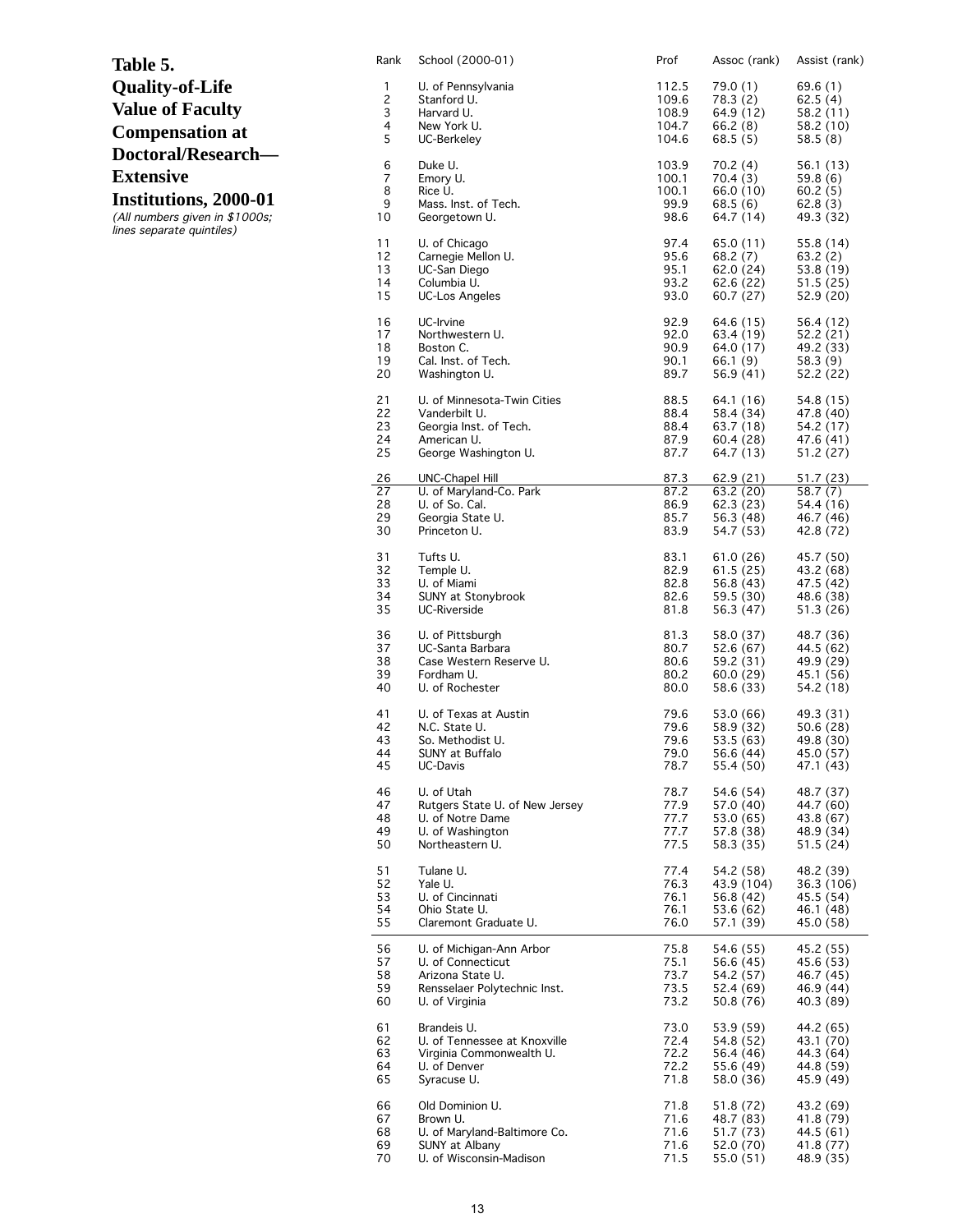# Table 5. Quality-of-Life Value of Faculty Compensation at Doctoral/Research—Extensive Institutions, 2000-01

*(All numbers given in $1000s; lines separate quintiles)*

| Rank | School (2000-01) | Prof | Assoc (rank) | Assist (rank) |
|---|---|---|---|---|
| 1 | U. of Pennsylvania | 112.5 | 79.0 (1) | 69.6 (1) |
| 2 | Stanford U. | 109.6 | 78.3 (2) | 62.5 (4) |
| 3 | Harvard U. | 108.9 | 64.9 (12) | 58.2 (11) |
| 4 | New York U. | 104.7 | 66.2 (8) | 58.2 (10) |
| 5 | UC-Berkeley | 104.6 | 68.5 (5) | 58.5 (8) |
| 6 | Duke U. | 103.9 | 70.2 (4) | 56.1 (13) |
| 7 | Emory U. | 100.1 | 70.4 (3) | 59.8 (6) |
| 8 | Rice U. | 100.1 | 66.0 (10) | 60.2 (5) |
| 9 | Mass. Inst. of Tech. | 99.9 | 68.5 (6) | 62.8 (3) |
| 10 | Georgetown U. | 98.6 | 64.7 (14) | 49.3 (32) |
| 11 | U. of Chicago | 97.4 | 65.0 (11) | 55.8 (14) |
| 12 | Carnegie Mellon U. | 95.6 | 68.2 (7) | 63.2 (2) |
| 13 | UC-San Diego | 95.1 | 62.0 (24) | 53.8 (19) |
| 14 | Columbia U. | 93.2 | 62.6 (22) | 51.5 (25) |
| 15 | UC-Los Angeles | 93.0 | 60.7 (27) | 52.9 (20) |
| 16 | UC-Irvine | 92.9 | 64.6 (15) | 56.4 (12) |
| 17 | Northwestern U. | 92.0 | 63.4 (19) | 52.2 (21) |
| 18 | Boston C. | 90.9 | 64.0 (17) | 49.2 (33) |
| 19 | Cal. Inst. of Tech. | 90.1 | 66.1 (9) | 58.3 (9) |
| 20 | Washington U. | 89.7 | 56.9 (41) | 52.2 (22) |
| 21 | U. of Minnesota-Twin Cities | 88.5 | 64.1 (16) | 54.8 (15) |
| 22 | Vanderbilt U. | 88.4 | 58.4 (34) | 47.8 (40) |
| 23 | Georgia Inst. of Tech. | 88.4 | 63.7 (18) | 54.2 (17) |
| 24 | American U. | 87.9 | 60.4 (28) | 47.6 (41) |
| 25 | George Washington U. | 87.7 | 64.7 (13) | 51.2 (27) |
| 26 | UNC-Chapel Hill | 87.3 | 62.9 (21) | 51.7 (23) |
| 27 | U. of Maryland-Co. Park | 87.2 | 63.2 (20) | 58.7 (7) |
| 28 | U. of So. Cal. | 86.9 | 62.3 (23) | 54.4 (16) |
| 29 | Georgia State U. | 85.7 | 56.3 (48) | 46.7 (46) |
| 30 | Princeton U. | 83.9 | 54.7 (53) | 42.8 (72) |
| 31 | Tufts U. | 83.1 | 61.0 (26) | 45.7 (50) |
| 32 | Temple U. | 82.9 | 61.5 (25) | 43.2 (68) |
| 33 | U. of Miami | 82.8 | 56.8 (43) | 47.5 (42) |
| 34 | SUNY at Stonybrook | 82.6 | 59.5 (30) | 48.6 (38) |
| 35 | UC-Riverside | 81.8 | 56.3 (47) | 51.3 (26) |
| 36 | U. of Pittsburgh | 81.3 | 58.0 (37) | 48.7 (36) |
| 37 | UC-Santa Barbara | 80.7 | 52.6 (67) | 44.5 (62) |
| 38 | Case Western Reserve U. | 80.6 | 59.2 (31) | 49.9 (29) |
| 39 | Fordham U. | 80.2 | 60.0 (29) | 45.1 (56) |
| 40 | U. of Rochester | 80.0 | 58.6 (33) | 54.2 (18) |
| 41 | U. of Texas at Austin | 79.6 | 53.0 (66) | 49.3 (31) |
| 42 | N.C. State U. | 79.6 | 58.9 (32) | 50.6 (28) |
| 43 | So. Methodist U. | 79.6 | 53.5 (63) | 49.8 (30) |
| 44 | SUNY at Buffalo | 79.0 | 56.6 (44) | 45.0 (57) |
| 45 | UC-Davis | 78.7 | 55.4 (50) | 47.1 (43) |
| 46 | U. of Utah | 78.7 | 54.6 (54) | 48.7 (37) |
| 47 | Rutgers State U. of New Jersey | 77.9 | 57.0 (40) | 44.7 (60) |
| 48 | U. of Notre Dame | 77.7 | 53.0 (65) | 43.8 (67) |
| 49 | U. of Washington | 77.7 | 57.8 (38) | 48.9 (34) |
| 50 | Northeastern U. | 77.5 | 58.3 (35) | 51.5 (24) |
| 51 | Tulane U. | 77.4 | 54.2 (58) | 48.2 (39) |
| 52 | Yale U. | 76.3 | 43.9 (104) | 36.3 (106) |
| 53 | U. of Cincinnati | 76.1 | 56.8 (42) | 45.5 (54) |
| 54 | Ohio State U. | 76.1 | 53.6 (62) | 46.1 (48) |
| 55 | Claremont Graduate U. | 76.0 | 57.1 (39) | 45.0 (58) |
| 56 | U. of Michigan-Ann Arbor | 75.8 | 54.6 (55) | 45.2 (55) |
| 57 | U. of Connecticut | 75.1 | 56.6 (45) | 45.6 (53) |
| 58 | Arizona State U. | 73.7 | 54.2 (57) | 46.7 (45) |
| 59 | Rensselaer Polytechnic Inst. | 73.5 | 52.4 (69) | 46.9 (44) |
| 60 | U. of Virginia | 73.2 | 50.8 (76) | 40.3 (89) |
| 61 | Brandeis U. | 73.0 | 53.9 (59) | 44.2 (65) |
| 62 | U. of Tennessee at Knoxville | 72.4 | 54.8 (52) | 43.1 (70) |
| 63 | Virginia Commonwealth U. | 72.2 | 56.4 (46) | 44.3 (64) |
| 64 | U. of Denver | 72.2 | 55.6 (49) | 44.8 (59) |
| 65 | Syracuse U. | 71.8 | 58.0 (36) | 45.9 (49) |
| 66 | Old Dominion U. | 71.8 | 51.8 (72) | 43.2 (69) |
| 67 | Brown U. | 71.6 | 48.7 (83) | 41.8 (79) |
| 68 | U. of Maryland-Baltimore Co. | 71.6 | 51.7 (73) | 44.5 (61) |
| 69 | SUNY at Albany | 71.6 | 52.0 (70) | 41.8 (77) |
| 70 | U. of Wisconsin-Madison | 71.5 | 55.0 (51) | 48.9 (35) |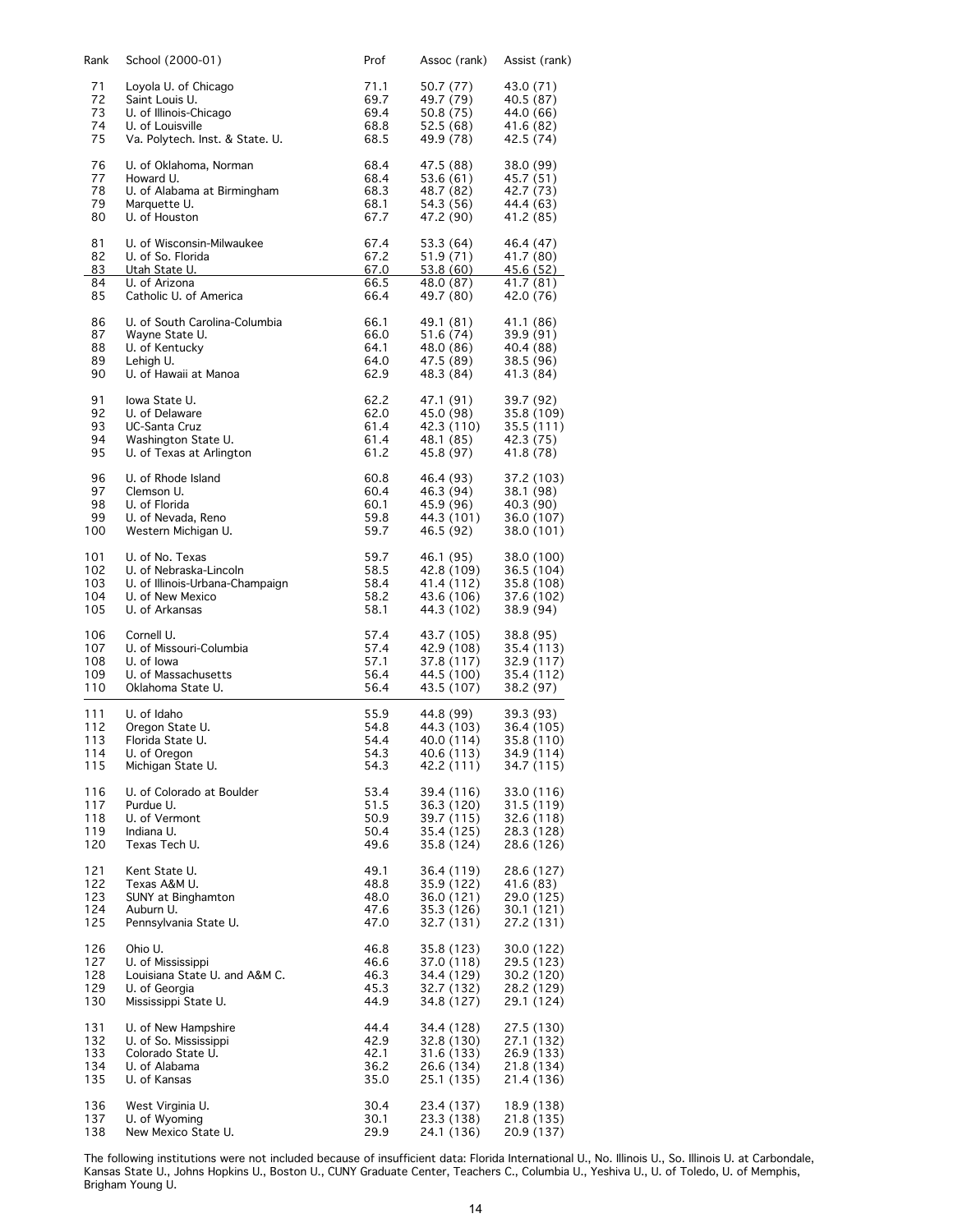| Rank | School (2000-01) | Prof | Assoc (rank) | Assist (rank) |
|---|---|---|---|---|
| 71 | Loyola U. of Chicago | 71.1 | 50.7 (77) | 43.0 (71) |
| 72 | Saint Louis U. | 69.7 | 49.7 (79) | 40.5 (87) |
| 73 | U. of Illinois-Chicago | 69.4 | 50.8 (75) | 44.0 (66) |
| 74 | U. of Louisville | 68.8 | 52.5 (68) | 41.6 (82) |
| 75 | Va. Polytech. Inst. & State. U. | 68.5 | 49.9 (78) | 42.5 (74) |
| 76 | U. of Oklahoma, Norman | 68.4 | 47.5 (88) | 38.0 (99) |
| 77 | Howard U. | 68.4 | 53.6 (61) | 45.7 (51) |
| 78 | U. of Alabama at Birmingham | 68.3 | 48.7 (82) | 42.7 (73) |
| 79 | Marquette U. | 68.1 | 54.3 (56) | 44.4 (63) |
| 80 | U. of Houston | 67.7 | 47.2 (90) | 41.2 (85) |
| 81 | U. of Wisconsin-Milwaukee | 67.4 | 53.3 (64) | 46.4 (47) |
| 82 | U. of So. Florida | 67.2 | 51.9 (71) | 41.7 (80) |
| 83 | Utah State U. | 67.0 | 53.8 (60) | 45.6 (52) |
| 84 | U. of Arizona | 66.5 | 48.0 (87) | 41.7 (81) |
| 85 | Catholic U. of America | 66.4 | 49.7 (80) | 42.0 (76) |
| 86 | U. of South Carolina-Columbia | 66.1 | 49.1 (81) | 41.1 (86) |
| 87 | Wayne State U. | 66.0 | 51.6 (74) | 39.9 (91) |
| 88 | U. of Kentucky | 64.1 | 48.0 (86) | 40.4 (88) |
| 89 | Lehigh U. | 64.0 | 47.5 (89) | 38.5 (96) |
| 90 | U. of Hawaii at Manoa | 62.9 | 48.3 (84) | 41.3 (84) |
| 91 | Iowa State U. | 62.2 | 47.1 (91) | 39.7 (92) |
| 92 | U. of Delaware | 62.0 | 45.0 (98) | 35.8 (109) |
| 93 | UC-Santa Cruz | 61.4 | 42.3 (110) | 35.5 (111) |
| 94 | Washington State U. | 61.4 | 48.1 (85) | 42.3 (75) |
| 95 | U. of Texas at Arlington | 61.2 | 45.8 (97) | 41.8 (78) |
| 96 | U. of Rhode Island | 60.8 | 46.4 (93) | 37.2 (103) |
| 97 | Clemson U. | 60.4 | 46.3 (94) | 38.1 (98) |
| 98 | U. of Florida | 60.1 | 45.9 (96) | 40.3 (90) |
| 99 | U. of Nevada, Reno | 59.8 | 44.3 (101) | 36.0 (107) |
| 100 | Western Michigan U. | 59.7 | 46.5 (92) | 38.0 (101) |
| 101 | U. of No. Texas | 59.7 | 46.1 (95) | 38.0 (100) |
| 102 | U. of Nebraska-Lincoln | 58.5 | 42.8 (109) | 36.5 (104) |
| 103 | U. of Illinois-Urbana-Champaign | 58.4 | 41.4 (112) | 35.8 (108) |
| 104 | U. of New Mexico | 58.2 | 43.6 (106) | 37.6 (102) |
| 105 | U. of Arkansas | 58.1 | 44.3 (102) | 38.9 (94) |
| 106 | Cornell U. | 57.4 | 43.7 (105) | 38.8 (95) |
| 107 | U. of Missouri-Columbia | 57.4 | 42.9 (108) | 35.4 (113) |
| 108 | U. of Iowa | 57.1 | 37.8 (117) | 32.9 (117) |
| 109 | U. of Massachusetts | 56.4 | 44.5 (100) | 35.4 (112) |
| 110 | Oklahoma State U. | 56.4 | 43.5 (107) | 38.2 (97) |
| 111 | U. of Idaho | 55.9 | 44.8 (99) | 39.3 (93) |
| 112 | Oregon State U. | 54.8 | 44.3 (103) | 36.4 (105) |
| 113 | Florida State U. | 54.4 | 40.0 (114) | 35.8 (110) |
| 114 | U. of Oregon | 54.3 | 40.6 (113) | 34.9 (114) |
| 115 | Michigan State U. | 54.3 | 42.2 (111) | 34.7 (115) |
| 116 | U. of Colorado at Boulder | 53.4 | 39.4 (116) | 33.0 (116) |
| 117 | Purdue U. | 51.5 | 36.3 (120) | 31.5 (119) |
| 118 | U. of Vermont | 50.9 | 39.7 (115) | 32.6 (118) |
| 119 | Indiana U. | 50.4 | 35.4 (125) | 28.3 (128) |
| 120 | Texas Tech U. | 49.6 | 35.8 (124) | 28.6 (126) |
| 121 | Kent State U. | 49.1 | 36.4 (119) | 28.6 (127) |
| 122 | Texas A&M U. | 48.8 | 35.9 (122) | 41.6 (83) |
| 123 | SUNY at Binghamton | 48.0 | 36.0 (121) | 29.0 (125) |
| 124 | Auburn U. | 47.6 | 35.3 (126) | 30.1 (121) |
| 125 | Pennsylvania State U. | 47.0 | 32.7 (131) | 27.2 (131) |
| 126 | Ohio U. | 46.8 | 35.8 (123) | 30.0 (122) |
| 127 | U. of Mississippi | 46.6 | 37.0 (118) | 29.5 (123) |
| 128 | Louisiana State U. and A&M C. | 46.3 | 34.4 (129) | 30.2 (120) |
| 129 | U. of Georgia | 45.3 | 32.7 (132) | 28.2 (129) |
| 130 | Mississippi State U. | 44.9 | 34.8 (127) | 29.1 (124) |
| 131 | U. of New Hampshire | 44.4 | 34.4 (128) | 27.5 (130) |
| 132 | U. of So. Mississippi | 42.9 | 32.8 (130) | 27.1 (132) |
| 133 | Colorado State U. | 42.1 | 31.6 (133) | 26.9 (133) |
| 134 | U. of Alabama | 36.2 | 26.6 (134) | 21.8 (134) |
| 135 | U. of Kansas | 35.0 | 25.1 (135) | 21.4 (136) |
| 136 | West Virginia U. | 30.4 | 23.4 (137) | 18.9 (138) |
| 137 | U. of Wyoming | 30.1 | 23.3 (138) | 21.8 (135) |
| 138 | New Mexico State U. | 29.9 | 24.1 (136) | 20.9 (137) |

The following institutions were not included because of insufficient data: Florida International U., No. Illinois U., So. Illinois U. at Carbondale, Kansas State U., Johns Hopkins U., Boston U., CUNY Graduate Center, Teachers C., Columbia U., Yeshiva U., U. of Toledo, U. of Memphis, Brigham Young U.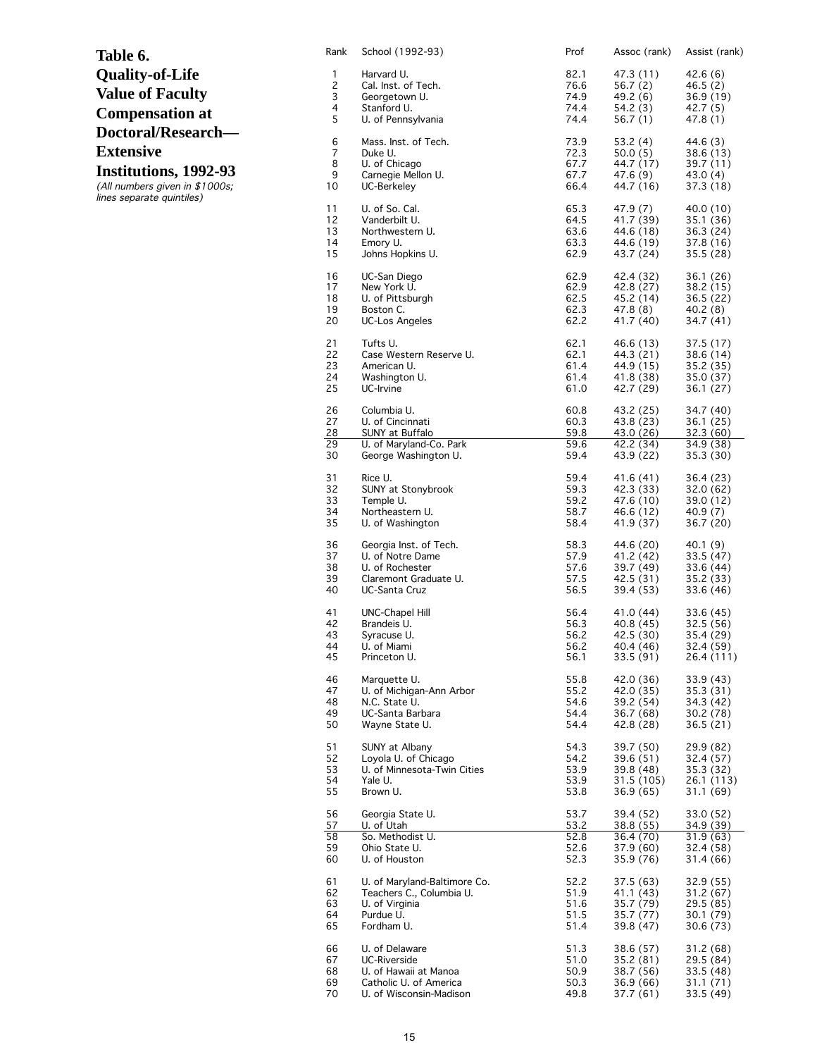# Table 6. Quality-of-Life Value of Faculty Compensation at Doctoral/Research—Extensive Institutions, 1992-93

*(All numbers given in $1000s; lines separate quintiles)*

| Rank | School (1992-93) | Prof | Assoc (rank) | Assist (rank) |
|---|---|---|---|---|
| 1 | Harvard U. | 82.1 | 47.3 (11) | 42.6 (6) |
| 2 | Cal. Inst. of Tech. | 76.6 | 56.7 (2) | 46.5 (2) |
| 3 | Georgetown U. | 74.9 | 49.2 (6) | 36.9 (19) |
| 4 | Stanford U. | 74.4 | 54.2 (3) | 42.7 (5) |
| 5 | U. of Pennsylvania | 74.4 | 56.7 (1) | 47.8 (1) |
| 6 | Mass. Inst. of Tech. | 73.9 | 53.2 (4) | 44.6 (3) |
| 7 | Duke U. | 72.3 | 50.0 (5) | 38.6 (13) |
| 8 | U. of Chicago | 67.7 | 44.7 (17) | 39.7 (11) |
| 9 | Carnegie Mellon U. | 67.7 | 47.6 (9) | 43.0 (4) |
| 10 | UC-Berkeley | 66.4 | 44.7 (16) | 37.3 (18) |
| 11 | U. of So. Cal. | 65.3 | 47.9 (7) | 40.0 (10) |
| 12 | Vanderbilt U. | 64.5 | 41.7 (39) | 35.1 (36) |
| 13 | Northwestern U. | 63.6 | 44.6 (18) | 36.3 (24) |
| 14 | Emory U. | 63.3 | 44.6 (19) | 37.8 (16) |
| 15 | Johns Hopkins U. | 62.9 | 43.7 (24) | 35.5 (28) |
| 16 | UC-San Diego | 62.9 | 42.4 (32) | 36.1 (26) |
| 17 | New York U. | 62.9 | 42.8 (27) | 38.2 (15) |
| 18 | U. of Pittsburgh | 62.5 | 45.2 (14) | 36.5 (22) |
| 19 | Boston C. | 62.3 | 47.8 (8) | 40.2 (8) |
| 20 | UC-Los Angeles | 62.2 | 41.7 (40) | 34.7 (41) |
| 21 | Tufts U. | 62.1 | 46.6 (13) | 37.5 (17) |
| 22 | Case Western Reserve U. | 62.1 | 44.3 (21) | 38.6 (14) |
| 23 | American U. | 61.4 | 44.9 (15) | 35.2 (35) |
| 24 | Washington U. | 61.4 | 41.8 (38) | 35.0 (37) |
| 25 | UC-Irvine | 61.0 | 42.7 (29) | 36.1 (27) |
| 26 | Columbia U. | 60.8 | 43.2 (25) | 34.7 (40) |
| 27 | U. of Cincinnati | 60.3 | 43.8 (23) | 36.1 (25) |
| 28 | SUNY at Buffalo | 59.8 | 43.0 (26) | 32.3 (60) |
| 29 | U. of Maryland-Co. Park | 59.6 | 42.2 (34) | 34.9 (38) |
| 30 | George Washington U. | 59.4 | 43.9 (22) | 35.3 (30) |
| 31 | Rice U. | 59.4 | 41.6 (41) | 36.4 (23) |
| 32 | SUNY at Stonybrook | 59.3 | 42.3 (33) | 32.0 (62) |
| 33 | Temple U. | 59.2 | 47.6 (10) | 39.0 (12) |
| 34 | Northeastern U. | 58.7 | 46.6 (12) | 40.9 (7) |
| 35 | U. of Washington | 58.4 | 41.9 (37) | 36.7 (20) |
| 36 | Georgia Inst. of Tech. | 58.3 | 44.6 (20) | 40.1 (9) |
| 37 | U. of Notre Dame | 57.9 | 41.2 (42) | 33.5 (47) |
| 38 | U. of Rochester | 57.6 | 39.7 (49) | 33.6 (44) |
| 39 | Claremont Graduate U. | 57.5 | 42.5 (31) | 35.2 (33) |
| 40 | UC-Santa Cruz | 56.5 | 39.4 (53) | 33.6 (46) |
| 41 | UNC-Chapel Hill | 56.4 | 41.0 (44) | 33.6 (45) |
| 42 | Brandeis U. | 56.3 | 40.8 (45) | 32.5 (56) |
| 43 | Syracuse U. | 56.2 | 42.5 (30) | 35.4 (29) |
| 44 | U. of Miami | 56.2 | 40.4 (46) | 32.4 (59) |
| 45 | Princeton U. | 56.1 | 33.5 (91) | 26.4 (111) |
| 46 | Marquette U. | 55.8 | 42.0 (36) | 33.9 (43) |
| 47 | U. of Michigan-Ann Arbor | 55.2 | 42.0 (35) | 35.3 (31) |
| 48 | N.C. State U. | 54.6 | 39.2 (54) | 34.3 (42) |
| 49 | UC-Santa Barbara | 54.4 | 36.7 (68) | 30.2 (78) |
| 50 | Wayne State U. | 54.4 | 42.8 (28) | 36.5 (21) |
| 51 | SUNY at Albany | 54.3 | 39.7 (50) | 29.9 (82) |
| 52 | Loyola U. of Chicago | 54.2 | 39.6 (51) | 32.4 (57) |
| 53 | U. of Minnesota-Twin Cities | 53.9 | 39.8 (48) | 35.3 (32) |
| 54 | Yale U. | 53.9 | 31.5 (105) | 26.1 (113) |
| 55 | Brown U. | 53.8 | 36.9 (65) | 31.1 (69) |
| 56 | Georgia State U. | 53.7 | 39.4 (52) | 33.0 (52) |
| 57 | U. of Utah | 53.2 | 38.8 (55) | 34.9 (39) |
| 58 | So. Methodist U. | 52.8 | 36.4 (70) | 31.9 (63) |
| 59 | Ohio State U. | 52.6 | 37.9 (60) | 32.4 (58) |
| 60 | U. of Houston | 52.3 | 35.9 (76) | 31.4 (66) |
| 61 | U. of Maryland-Baltimore Co. | 52.2 | 37.5 (63) | 32.9 (55) |
| 62 | Teachers C., Columbia U. | 51.9 | 41.1 (43) | 31.2 (67) |
| 63 | U. of Virginia | 51.6 | 35.7 (79) | 29.5 (85) |
| 64 | Purdue U. | 51.5 | 35.7 (77) | 30.1 (79) |
| 65 | Fordham U. | 51.4 | 39.8 (47) | 30.6 (73) |
| 66 | U. of Delaware | 51.3 | 38.6 (57) | 31.2 (68) |
| 67 | UC-Riverside | 51.0 | 35.2 (81) | 29.5 (84) |
| 68 | U. of Hawaii at Manoa | 50.9 | 38.7 (56) | 33.5 (48) |
| 69 | Catholic U. of America | 50.3 | 36.9 (66) | 31.1 (71) |
| 70 | U. of Wisconsin-Madison | 49.8 | 37.7 (61) | 33.5 (49) |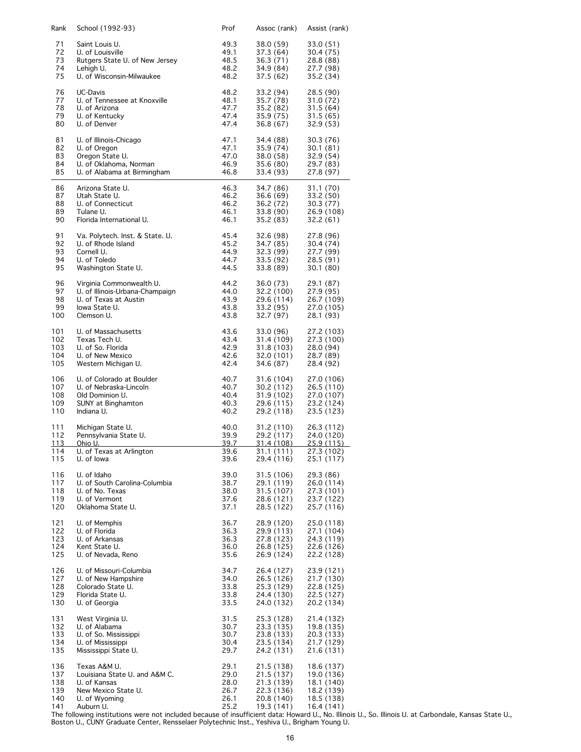| Rank | School (1992-93) | Prof | Assoc (rank) | Assist (rank) |
|---|---|---|---|---|
| 71 | Saint Louis U. | 49.3 | 38.0 (59) | 33.0 (51) |
| 72 | U. of Louisville | 49.1 | 37.3 (64) | 30.4 (75) |
| 73 | Rutgers State U. of New Jersey | 48.5 | 36.3 (71) | 28.8 (88) |
| 74 | Lehigh U. | 48.2 | 34.9 (84) | 27.7 (98) |
| 75 | U. of Wisconsin-Milwaukee | 48.2 | 37.5 (62) | 35.2 (34) |
| 76 | UC-Davis | 48.2 | 33.2 (94) | 28.5 (90) |
| 77 | U. of Tennessee at Knoxville | 48.1 | 35.7 (78) | 31.0 (72) |
| 78 | U. of Arizona | 47.7 | 35.2 (82) | 31.5 (64) |
| 79 | U. of Kentucky | 47.4 | 35.9 (75) | 31.5 (65) |
| 80 | U. of Denver | 47.4 | 36.8 (67) | 32.9 (53) |
| 81 | U. of Illinois-Chicago | 47.1 | 34.4 (88) | 30.3 (76) |
| 82 | U. of Oregon | 47.1 | 35.9 (74) | 30.1 (81) |
| 83 | Oregon State U. | 47.0 | 38.0 (58) | 32.9 (54) |
| 84 | U. of Oklahoma, Norman | 46.9 | 35.6 (80) | 29.7 (83) |
| 85 | U. of Alabama at Birmingham | 46.8 | 33.4 (93) | 27.8 (97) |
| 86 | Arizona State U. | 46.3 | 34.7 (86) | 31.1 (70) |
| 87 | Utah State U. | 46.2 | 36.6 (69) | 33.2 (50) |
| 88 | U. of Connecticut | 46.2 | 36.2 (72) | 30.3 (77) |
| 89 | Tulane U. | 46.1 | 33.8 (90) | 26.9 (108) |
| 90 | Florida International U. | 46.1 | 35.2 (83) | 32.2 (61) |
| 91 | Va. Polytech. Inst. & State. U. | 45.4 | 32.6 (98) | 27.8 (96) |
| 92 | U. of Rhode Island | 45.2 | 34.7 (85) | 30.4 (74) |
| 93 | Cornell U. | 44.9 | 32.3 (99) | 27.7 (99) |
| 94 | U. of Toledo | 44.7 | 33.5 (92) | 28.5 (91) |
| 95 | Washington State U. | 44.5 | 33.8 (89) | 30.1 (80) |
| 96 | Virginia Commonwealth U. | 44.2 | 36.0 (73) | 29.1 (87) |
| 97 | U. of Illinois-Urbana-Champaign | 44.0 | 32.2 (100) | 27.9 (95) |
| 98 | U. of Texas at Austin | 43.9 | 29.6 (114) | 26.7 (109) |
| 99 | Iowa State U. | 43.8 | 33.2 (95) | 27.0 (105) |
| 100 | Clemson U. | 43.8 | 32.7 (97) | 28.1 (93) |
| 101 | U. of Massachusetts | 43.6 | 33.0 (96) | 27.2 (103) |
| 102 | Texas Tech U. | 43.4 | 31.4 (109) | 27.3 (100) |
| 103 | U. of So. Florida | 42.9 | 31.8 (103) | 28.0 (94) |
| 104 | U. of New Mexico | 42.6 | 32.0 (101) | 28.7 (89) |
| 105 | Western Michigan U. | 42.4 | 34.6 (87) | 28.4 (92) |
| 106 | U. of Colorado at Boulder | 40.7 | 31.6 (104) | 27.0 (106) |
| 107 | U. of Nebraska-Lincoln | 40.7 | 30.2 (112) | 26.5 (110) |
| 108 | Old Dominion U. | 40.4 | 31.9 (102) | 27.0 (107) |
| 109 | SUNY at Binghamton | 40.3 | 29.6 (115) | 23.2 (124) |
| 110 | Indiana U. | 40.2 | 29.2 (118) | 23.5 (123) |
| 111 | Michigan State U. | 40.0 | 31.2 (110) | 26.3 (112) |
| 112 | Pennsylvania State U. | 39.9 | 29.2 (117) | 24.0 (120) |
| 113 | Ohio U. | 39.7 | 31.4 (108) | 25.9 (115) |
| 114 | U. of Texas at Arlington | 39.6 | 31.1 (111) | 27.3 (102) |
| 115 | U. of Iowa | 39.6 | 29.4 (116) | 25.1 (117) |
| 116 | U. of Idaho | 39.0 | 31.5 (106) | 29.3 (86) |
| 117 | U. of South Carolina-Columbia | 38.7 | 29.1 (119) | 26.0 (114) |
| 118 | U. of No. Texas | 38.0 | 31.5 (107) | 27.3 (101) |
| 119 | U. of Vermont | 37.6 | 28.6 (121) | 23.7 (122) |
| 120 | Oklahoma State U. | 37.1 | 28.5 (122) | 25.7 (116) |
| 121 | U. of Memphis | 36.7 | 28.9 (120) | 25.0 (118) |
| 122 | U. of Florida | 36.3 | 29.9 (113) | 27.1 (104) |
| 123 | U. of Arkansas | 36.3 | 27.8 (123) | 24.3 (119) |
| 124 | Kent State U. | 36.0 | 26.8 (125) | 22.6 (126) |
| 125 | U. of Nevada, Reno | 35.6 | 26.9 (124) | 22.2 (128) |
| 126 | U. of Missouri-Columbia | 34.7 | 26.4 (127) | 23.9 (121) |
| 127 | U. of New Hampshire | 34.0 | 26.5 (126) | 21.7 (130) |
| 128 | Colorado State U. | 33.8 | 25.3 (129) | 22.8 (125) |
| 129 | Florida State U. | 33.8 | 24.4 (130) | 22.5 (127) |
| 130 | U. of Georgia | 33.5 | 24.0 (132) | 20.2 (134) |
| 131 | West Virginia U. | 31.5 | 25.3 (128) | 21.4 (132) |
| 132 | U. of Alabama | 30.7 | 23.3 (135) | 19.8 (135) |
| 133 | U. of So. Mississippi | 30.7 | 23.8 (133) | 20.3 (133) |
| 134 | U. of Mississippi | 30.4 | 23.5 (134) | 21.7 (129) |
| 135 | Mississippi State U. | 29.7 | 24.2 (131) | 21.6 (131) |
| 136 | Texas A&M U. | 29.1 | 21.5 (138) | 18.6 (137) |
| 137 | Louisiana State U. and A&M C. | 29.0 | 21.5 (137) | 19.0 (136) |
| 138 | U. of Kansas | 28.0 | 21.3 (139) | 18.1 (140) |
| 139 | New Mexico State U. | 26.7 | 22.3 (136) | 18.2 (139) |
| 140 | U. of Wyoming | 26.1 | 20.8 (140) | 18.5 (138) |
| 141 | Auburn U. | 25.2 | 19.3 (141) | 16.4 (141) |

The following institutions were not included because of insufficient data: Howard U., No. Illinois U., So. Illinois U. at Carbondale, Kansas State U., Boston U., CUNY Graduate Center, Rensselaer Polytechnic Inst., Yeshiva U., Brigham Young U.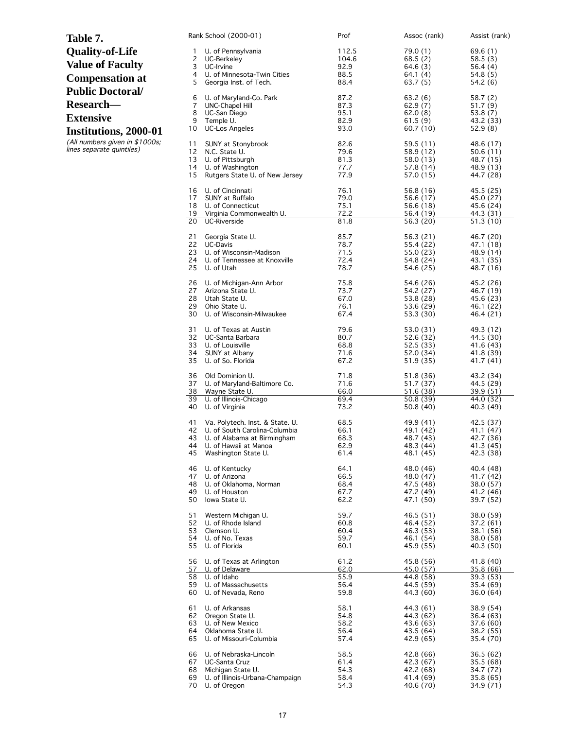# Table 7. Quality-of-Life Value of Faculty Compensation at Public Doctoral/ Research—Extensive Institutions, 2000-01

*(All numbers given in $1000s; lines separate quintiles)*

| Rank | School (2000-01) | Prof | Assoc (rank) | Assist (rank) |
|---|---|---|---|---|
| 1 | U. of Pennsylvania | 112.5 | 79.0 (1) | 69.6 (1) |
| 2 | UC-Berkeley | 104.6 | 68.5 (2) | 58.5 (3) |
| 3 | UC-Irvine | 92.9 | 64.6 (3) | 56.4 (4) |
| 4 | U. of Minnesota-Twin Cities | 88.5 | 64.1 (4) | 54.8 (5) |
| 5 | Georgia Inst. of Tech. | 88.4 | 63.7 (5) | 54.2 (6) |
| 6 | U. of Maryland-Co. Park | 87.2 | 63.2 (6) | 58.7 (2) |
| 7 | UNC-Chapel Hill | 87.3 | 62.9 (7) | 51.7 (9) |
| 8 | UC-San Diego | 95.1 | 62.0 (8) | 53.8 (7) |
| 9 | Temple U. | 82.9 | 61.5 (9) | 43.2 (33) |
| 10 | UC-Los Angeles | 93.0 | 60.7 (10) | 52.9 (8) |
| 11 | SUNY at Stonybrook | 82.6 | 59.5 (11) | 48.6 (17) |
| 12 | N.C. State U. | 79.6 | 58.9 (12) | 50.6 (11) |
| 13 | U. of Pittsburgh | 81.3 | 58.0 (13) | 48.7 (15) |
| 14 | U. of Washington | 77.7 | 57.8 (14) | 48.9 (13) |
| 15 | Rutgers State U. of New Jersey | 77.9 | 57.0 (15) | 44.7 (28) |
| 16 | U. of Cincinnati | 76.1 | 56.8 (16) | 45.5 (25) |
| 17 | SUNY at Buffalo | 79.0 | 56.6 (17) | 45.0 (27) |
| 18 | U. of Connecticut | 75.1 | 56.6 (18) | 45.6 (24) |
| 19 | Virginia Commonwealth U. | 72.2 | 56.4 (19) | 44.3 (31) |
| 20 | UC-Riverside | 81.8 | 56.3 (20) | 51.3 (10) |
| 21 | Georgia State U. | 85.7 | 56.3 (21) | 46.7 (20) |
| 22 | UC-Davis | 78.7 | 55.4 (22) | 47.1 (18) |
| 23 | U. of Wisconsin-Madison | 71.5 | 55.0 (23) | 48.9 (14) |
| 24 | U. of Tennessee at Knoxville | 72.4 | 54.8 (24) | 43.1 (35) |
| 25 | U. of Utah | 78.7 | 54.6 (25) | 48.7 (16) |
| 26 | U. of Michigan-Ann Arbor | 75.8 | 54.6 (26) | 45.2 (26) |
| 27 | Arizona State U. | 73.7 | 54.2 (27) | 46.7 (19) |
| 28 | Utah State U. | 67.0 | 53.8 (28) | 45.6 (23) |
| 29 | Ohio State U. | 76.1 | 53.6 (29) | 46.1 (22) |
| 30 | U. of Wisconsin-Milwaukee | 67.4 | 53.3 (30) | 46.4 (21) |
| 31 | U. of Texas at Austin | 79.6 | 53.0 (31) | 49.3 (12) |
| 32 | UC-Santa Barbara | 80.7 | 52.6 (32) | 44.5 (30) |
| 33 | U. of Louisville | 68.8 | 52.5 (33) | 41.6 (43) |
| 34 | SUNY at Albany | 71.6 | 52.0 (34) | 41.8 (39) |
| 35 | U. of So. Florida | 67.2 | 51.9 (35) | 41.7 (41) |
| 36 | Old Dominion U. | 71.8 | 51.8 (36) | 43.2 (34) |
| 37 | U. of Maryland-Baltimore Co. | 71.6 | 51.7 (37) | 44.5 (29) |
| 38 | Wayne State U. | 66.0 | 51.6 (38) | 39.9 (51) |
| 39 | U. of Illinois-Chicago | 69.4 | 50.8 (39) | 44.0 (32) |
| 40 | U. of Virginia | 73.2 | 50.8 (40) | 40.3 (49) |
| 41 | Va. Polytech. Inst. & State. U. | 68.5 | 49.9 (41) | 42.5 (37) |
| 42 | U. of South Carolina-Columbia | 66.1 | 49.1 (42) | 41.1 (47) |
| 43 | U. of Alabama at Birmingham | 68.3 | 48.7 (43) | 42.7 (36) |
| 44 | U. of Hawaii at Manoa | 62.9 | 48.3 (44) | 41.3 (45) |
| 45 | Washington State U. | 61.4 | 48.1 (45) | 42.3 (38) |
| 46 | U. of Kentucky | 64.1 | 48.0 (46) | 40.4 (48) |
| 47 | U. of Arizona | 66.5 | 48.0 (47) | 41.7 (42) |
| 48 | U. of Oklahoma, Norman | 68.4 | 47.5 (48) | 38.0 (57) |
| 49 | U. of Houston | 67.7 | 47.2 (49) | 41.2 (46) |
| 50 | Iowa State U. | 62.2 | 47.1 (50) | 39.7 (52) |
| 51 | Western Michigan U. | 59.7 | 46.5 (51) | 38.0 (59) |
| 52 | U. of Rhode Island | 60.8 | 46.4 (52) | 37.2 (61) |
| 53 | Clemson U. | 60.4 | 46.3 (53) | 38.1 (56) |
| 54 | U. of No. Texas | 59.7 | 46.1 (54) | 38.0 (58) |
| 55 | U. of Florida | 60.1 | 45.9 (55) | 40.3 (50) |
| 56 | U. of Texas at Arlington | 61.2 | 45.8 (56) | 41.8 (40) |
| 57 | U. of Delaware | 62.0 | 45.0 (57) | 35.8 (66) |
| 58 | U. of Idaho | 55.9 | 44.8 (58) | 39.3 (53) |
| 59 | U. of Massachusetts | 56.4 | 44.5 (59) | 35.4 (69) |
| 60 | U. of Nevada, Reno | 59.8 | 44.3 (60) | 36.0 (64) |
| 61 | U. of Arkansas | 58.1 | 44.3 (61) | 38.9 (54) |
| 62 | Oregon State U. | 54.8 | 44.3 (62) | 36.4 (63) |
| 63 | U. of New Mexico | 58.2 | 43.6 (63) | 37.6 (60) |
| 64 | Oklahoma State U. | 56.4 | 43.5 (64) | 38.2 (55) |
| 65 | U. of Missouri-Columbia | 57.4 | 42.9 (65) | 35.4 (70) |
| 66 | U. of Nebraska-Lincoln | 58.5 | 42.8 (66) | 36.5 (62) |
| 67 | UC-Santa Cruz | 61.4 | 42.3 (67) | 35.5 (68) |
| 68 | Michigan State U. | 54.3 | 42.2 (68) | 34.7 (72) |
| 69 | U. of Illinois-Urbana-Champaign | 58.4 | 41.4 (69) | 35.8 (65) |
| 70 | U. of Oregon | 54.3 | 40.6 (70) | 34.9 (71) |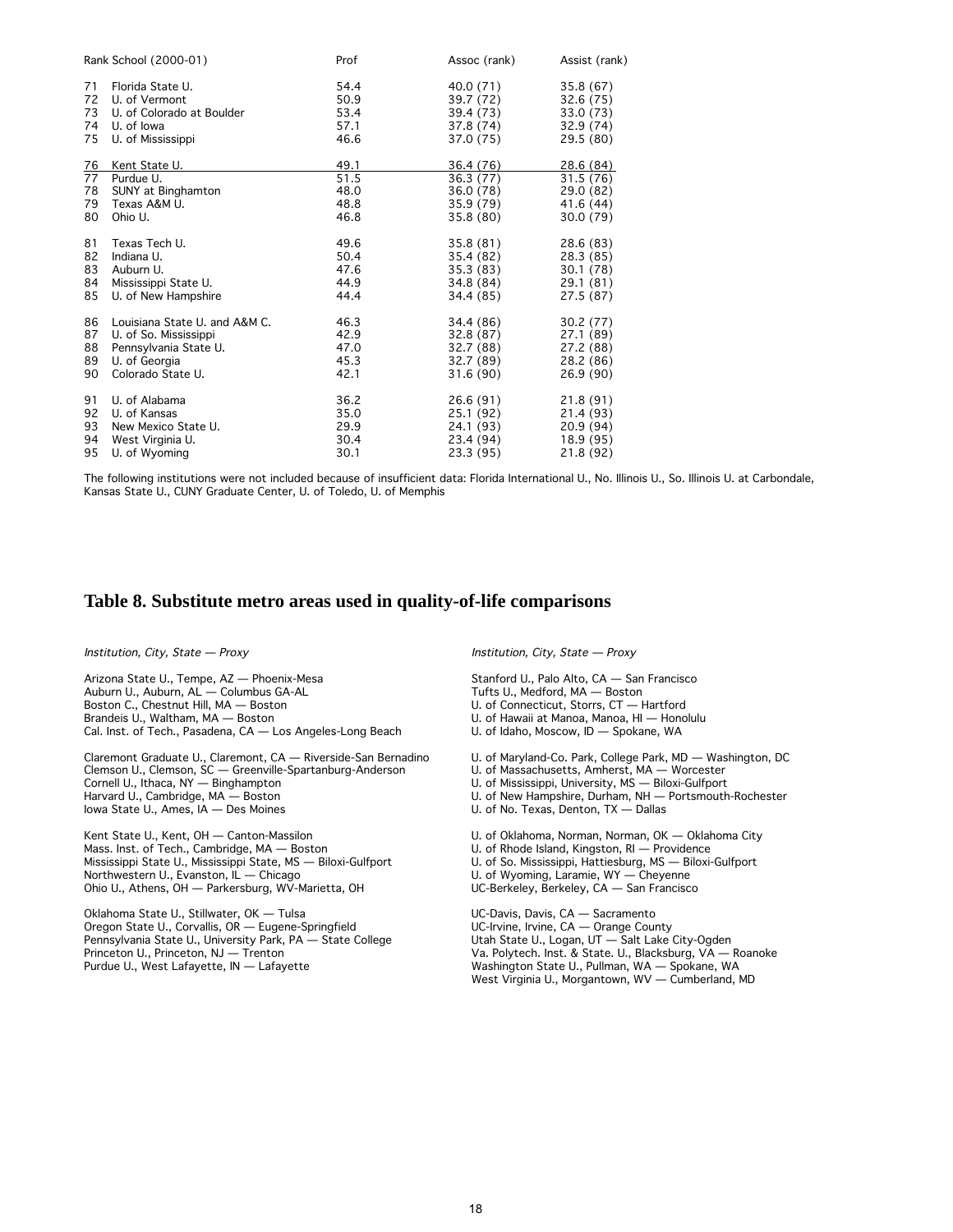| Rank | School (2000-01) | Prof | Assoc (rank) | Assist (rank) |
|---|---|---|---|---|
| 71 | Florida State U. | 54.4 | 40.0 (71) | 35.8 (67) |
| 72 | U. of Vermont | 50.9 | 39.7 (72) | 32.6 (75) |
| 73 | U. of Colorado at Boulder | 53.4 | 39.4 (73) | 33.0 (73) |
| 74 | U. of Iowa | 57.1 | 37.8 (74) | 32.9 (74) |
| 75 | U. of Mississippi | 46.6 | 37.0 (75) | 29.5 (80) |
| 76 | Kent State U. | 49.1 | 36.4 (76) | 28.6 (84) |
| 77 | Purdue U. | 51.5 | 36.3 (77) | 31.5 (76) |
| 78 | SUNY at Binghamton | 48.0 | 36.0 (78) | 29.0 (82) |
| 79 | Texas A&M U. | 48.8 | 35.9 (79) | 41.6 (44) |
| 80 | Ohio U. | 46.8 | 35.8 (80) | 30.0 (79) |
| 81 | Texas Tech U. | 49.6 | 35.8 (81) | 28.6 (83) |
| 82 | Indiana U. | 50.4 | 35.4 (82) | 28.3 (85) |
| 83 | Auburn U. | 47.6 | 35.3 (83) | 30.1 (78) |
| 84 | Mississippi State U. | 44.9 | 34.8 (84) | 29.1 (81) |
| 85 | U. of New Hampshire | 44.4 | 34.4 (85) | 27.5 (87) |
| 86 | Louisiana State U. and A&M C. | 46.3 | 34.4 (86) | 30.2 (77) |
| 87 | U. of So. Mississippi | 42.9 | 32.8 (87) | 27.1 (89) |
| 88 | Pennsylvania State U. | 47.0 | 32.7 (88) | 27.2 (88) |
| 89 | U. of Georgia | 45.3 | 32.7 (89) | 28.2 (86) |
| 90 | Colorado State U. | 42.1 | 31.6 (90) | 26.9 (90) |
| 91 | U. of Alabama | 36.2 | 26.6 (91) | 21.8 (91) |
| 92 | U. of Kansas | 35.0 | 25.1 (92) | 21.4 (93) |
| 93 | New Mexico State U. | 29.9 | 24.1 (93) | 20.9 (94) |
| 94 | West Virginia U. | 30.4 | 23.4 (94) | 18.9 (95) |
| 95 | U. of Wyoming | 30.1 | 23.3 (95) | 21.8 (92) |

The following institutions were not included because of insufficient data: Florida International U., No. Illinois U., So. Illinois U. at Carbondale, Kansas State U., CUNY Graduate Center, U. of Toledo, U. of Memphis

## Table 8. Substitute metro areas used in quality-of-life comparisons

*Institution, City, State — Proxy*

Arizona State U., Tempe, AZ — Phoenix-Mesa
Auburn U., Auburn, AL — Columbus GA-AL
Boston C., Chestnut Hill, MA — Boston
Brandeis U., Waltham, MA — Boston
Cal. Inst. of Tech., Pasadena, CA — Los Angeles-Long Beach

Claremont Graduate U., Claremont, CA — Riverside-San Bernadino
Clemson U., Clemson, SC — Greenville-Spartanburg-Anderson
Cornell U., Ithaca, NY — Binghampton
Harvard U., Cambridge, MA — Boston
Iowa State U., Ames, IA — Des Moines

Kent State U., Kent, OH — Canton-Massilon
Mass. Inst. of Tech., Cambridge, MA — Boston
Mississippi State U., Mississippi State, MS — Biloxi-Gulfport
Northwestern U., Evanston, IL — Chicago
Ohio U., Athens, OH — Parkersburg, WV-Marietta, OH

Oklahoma State U., Stillwater, OK — Tulsa
Oregon State U., Corvallis, OR — Eugene-Springfield
Pennsylvania State U., University Park, PA — State College
Princeton U., Princeton, NJ — Trenton
Purdue U., West Lafayette, IN — Lafayette

*Institution, City, State — Proxy*

Stanford U., Palo Alto, CA — San Francisco
Tufts U., Medford, MA — Boston
U. of Connecticut, Storrs, CT — Hartford
U. of Hawaii at Manoa, Manoa, HI — Honolulu
U. of Idaho, Moscow, ID — Spokane, WA

U. of Maryland-Co. Park, College Park, MD — Washington, DC
U. of Massachusetts, Amherst, MA — Worcester
U. of Mississippi, University, MS — Biloxi-Gulfport
U. of New Hampshire, Durham, NH — Portsmouth-Rochester
U. of No. Texas, Denton, TX — Dallas

U. of Oklahoma, Norman, Norman, OK — Oklahoma City
U. of Rhode Island, Kingston, RI — Providence
U. of So. Mississippi, Hattiesburg, MS — Biloxi-Gulfport
U. of Wyoming, Laramie, WY — Cheyenne
UC-Berkeley, Berkeley, CA — San Francisco

UC-Davis, Davis, CA — Sacramento
UC-Irvine, Irvine, CA — Orange County
Utah State U., Logan, UT — Salt Lake City-Ogden
Va. Polytech. Inst. & State. U., Blacksburg, VA — Roanoke
Washington State U., Pullman, WA — Spokane, WA
West Virginia U., Morgantown, WV — Cumberland, MD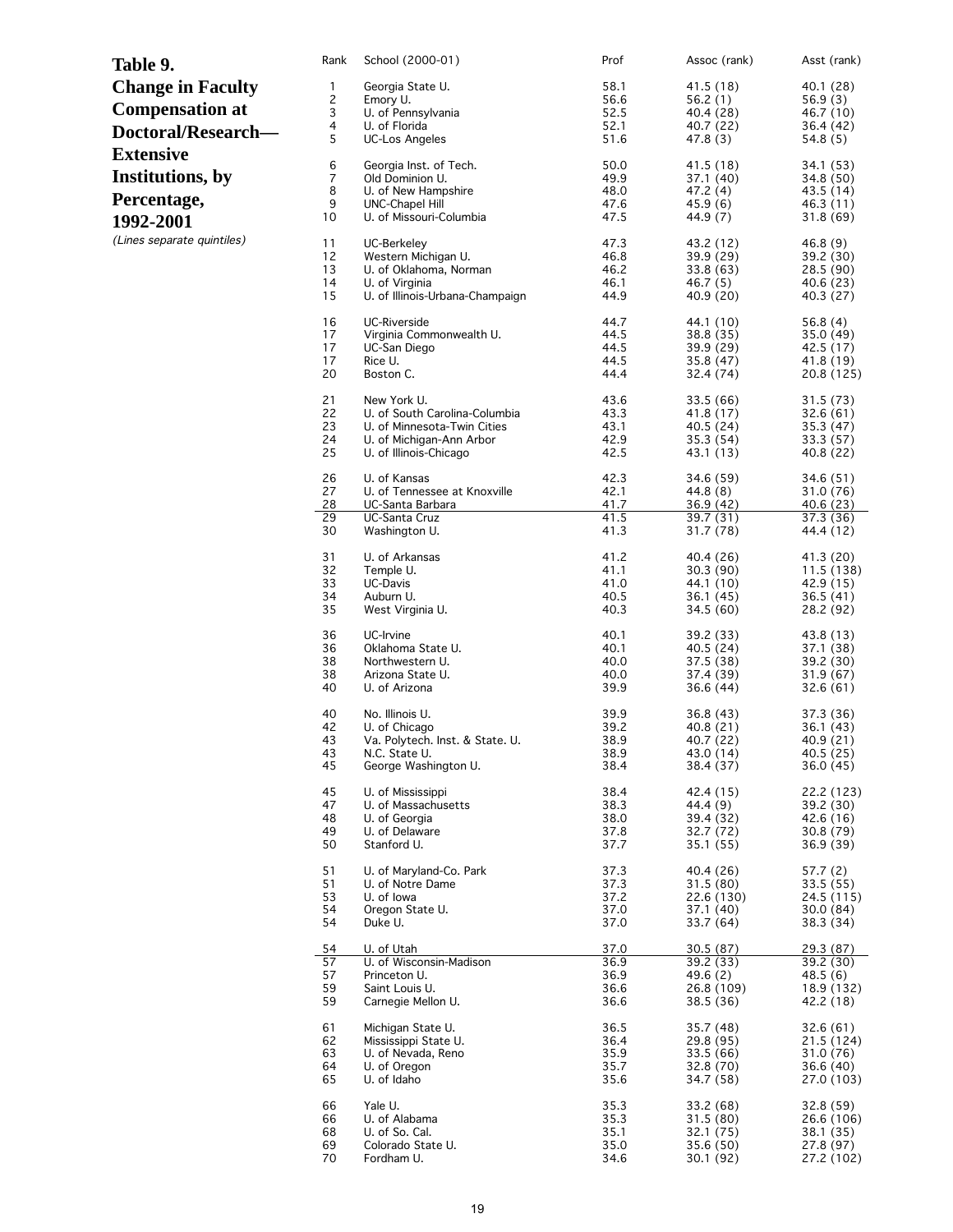# Table 9. Change in Faculty Compensation at Doctoral/Research—Extensive Institutions, by Percentage, 1992-2001

*(Lines separate quintiles)*

| Rank | School (2000-01) | Prof | Assoc (rank) | Asst (rank) |
|---|---|---|---|---|
| 1 | Georgia State U. | 58.1 | 41.5 (18) | 40.1 (28) |
| 2 | Emory U. | 56.6 | 56.2 (1) | 56.9 (3) |
| 3 | U. of Pennsylvania | 52.5 | 40.4 (28) | 46.7 (10) |
| 4 | U. of Florida | 52.1 | 40.7 (22) | 36.4 (42) |
| 5 | UC-Los Angeles | 51.6 | 47.8 (3) | 54.8 (5) |
| 6 | Georgia Inst. of Tech. | 50.0 | 41.5 (18) | 34.1 (53) |
| 7 | Old Dominion U. | 49.9 | 37.1 (40) | 34.8 (50) |
| 8 | U. of New Hampshire | 48.0 | 47.2 (4) | 43.5 (14) |
| 9 | UNC-Chapel Hill | 47.6 | 45.9 (6) | 46.3 (11) |
| 10 | U. of Missouri-Columbia | 47.5 | 44.9 (7) | 31.8 (69) |
| 11 | UC-Berkeley | 47.3 | 43.2 (12) | 46.8 (9) |
| 12 | Western Michigan U. | 46.8 | 39.9 (29) | 39.2 (30) |
| 13 | U. of Oklahoma, Norman | 46.2 | 33.8 (63) | 28.5 (90) |
| 14 | U. of Virginia | 46.1 | 46.7 (5) | 40.6 (23) |
| 15 | U. of Illinois-Urbana-Champaign | 44.9 | 40.9 (20) | 40.3 (27) |
| 16 | UC-Riverside | 44.7 | 44.1 (10) | 56.8 (4) |
| 17 | Virginia Commonwealth U. | 44.5 | 38.8 (35) | 35.0 (49) |
| 17 | UC-San Diego | 44.5 | 39.9 (29) | 42.5 (17) |
| 17 | Rice U. | 44.5 | 35.8 (47) | 41.8 (19) |
| 20 | Boston C. | 44.4 | 32.4 (74) | 20.8 (125) |
| 21 | New York U. | 43.6 | 33.5 (66) | 31.5 (73) |
| 22 | U. of South Carolina-Columbia | 43.3 | 41.8 (17) | 32.6 (61) |
| 23 | U. of Minnesota-Twin Cities | 43.1 | 40.5 (24) | 35.3 (47) |
| 24 | U. of Michigan-Ann Arbor | 42.9 | 35.3 (54) | 33.3 (57) |
| 25 | U. of Illinois-Chicago | 42.5 | 43.1 (13) | 40.8 (22) |
| 26 | U. of Kansas | 42.3 | 34.6 (59) | 34.6 (51) |
| 27 | U. of Tennessee at Knoxville | 42.1 | 44.8 (8) | 31.0 (76) |
| 28 | UC-Santa Barbara | 41.7 | 36.9 (42) | 40.6 (23) |
| 29 | UC-Santa Cruz | 41.5 | 39.7 (31) | 37.3 (36) |
| 30 | Washington U. | 41.3 | 31.7 (78) | 44.4 (12) |
| 31 | U. of Arkansas | 41.2 | 40.4 (26) | 41.3 (20) |
| 32 | Temple U. | 41.1 | 30.3 (90) | 11.5 (138) |
| 33 | UC-Davis | 41.0 | 44.1 (10) | 42.9 (15) |
| 34 | Auburn U. | 40.5 | 36.1 (45) | 36.5 (41) |
| 35 | West Virginia U. | 40.3 | 34.5 (60) | 28.2 (92) |
| 36 | UC-Irvine | 40.1 | 39.2 (33) | 43.8 (13) |
| 36 | Oklahoma State U. | 40.1 | 40.5 (24) | 37.1 (38) |
| 38 | Northwestern U. | 40.0 | 37.5 (38) | 39.2 (30) |
| 38 | Arizona State U. | 40.0 | 37.4 (39) | 31.9 (67) |
| 40 | U. of Arizona | 39.9 | 36.6 (44) | 32.6 (61) |
| 40 | No. Illinois U. | 39.9 | 36.8 (43) | 37.3 (36) |
| 42 | U. of Chicago | 39.2 | 40.8 (21) | 36.1 (43) |
| 43 | Va. Polytech. Inst. & State. U. | 38.9 | 40.7 (22) | 40.9 (21) |
| 43 | N.C. State U. | 38.9 | 43.0 (14) | 40.5 (25) |
| 45 | George Washington U. | 38.4 | 38.4 (37) | 36.0 (45) |
| 45 | U. of Mississippi | 38.4 | 42.4 (15) | 22.2 (123) |
| 47 | U. of Massachusetts | 38.3 | 44.4 (9) | 39.2 (30) |
| 48 | U. of Georgia | 38.0 | 39.4 (32) | 42.6 (16) |
| 49 | U. of Delaware | 37.8 | 32.7 (72) | 30.8 (79) |
| 50 | Stanford U. | 37.7 | 35.1 (55) | 36.9 (39) |
| 51 | U. of Maryland-Co. Park | 37.3 | 40.4 (26) | 57.7 (2) |
| 51 | U. of Notre Dame | 37.3 | 31.5 (80) | 33.5 (55) |
| 53 | U. of Iowa | 37.2 | 22.6 (130) | 24.5 (115) |
| 54 | Oregon State U. | 37.0 | 37.1 (40) | 30.0 (84) |
| 54 | Duke U. | 37.0 | 33.7 (64) | 38.3 (34) |
| 54 | U. of Utah | 37.0 | 30.5 (87) | 29.3 (87) |
| 57 | U. of Wisconsin-Madison | 36.9 | 39.2 (33) | 39.2 (30) |
| 57 | Princeton U. | 36.9 | 49.6 (2) | 48.5 (6) |
| 59 | Saint Louis U. | 36.6 | 26.8 (109) | 18.9 (132) |
| 59 | Carnegie Mellon U. | 36.6 | 38.5 (36) | 42.2 (18) |
| 61 | Michigan State U. | 36.5 | 35.7 (48) | 32.6 (61) |
| 62 | Mississippi State U. | 36.4 | 29.8 (95) | 21.5 (124) |
| 63 | U. of Nevada, Reno | 35.9 | 33.5 (66) | 31.0 (76) |
| 64 | U. of Oregon | 35.7 | 32.8 (70) | 36.6 (40) |
| 65 | U. of Idaho | 35.6 | 34.7 (58) | 27.0 (103) |
| 66 | Yale U. | 35.3 | 33.2 (68) | 32.8 (59) |
| 66 | U. of Alabama | 35.3 | 31.5 (80) | 26.6 (106) |
| 68 | U. of So. Cal. | 35.1 | 32.1 (75) | 38.1 (35) |
| 69 | Colorado State U. | 35.0 | 35.6 (50) | 27.8 (97) |
| 70 | Fordham U. | 34.6 | 30.1 (92) | 27.2 (102) |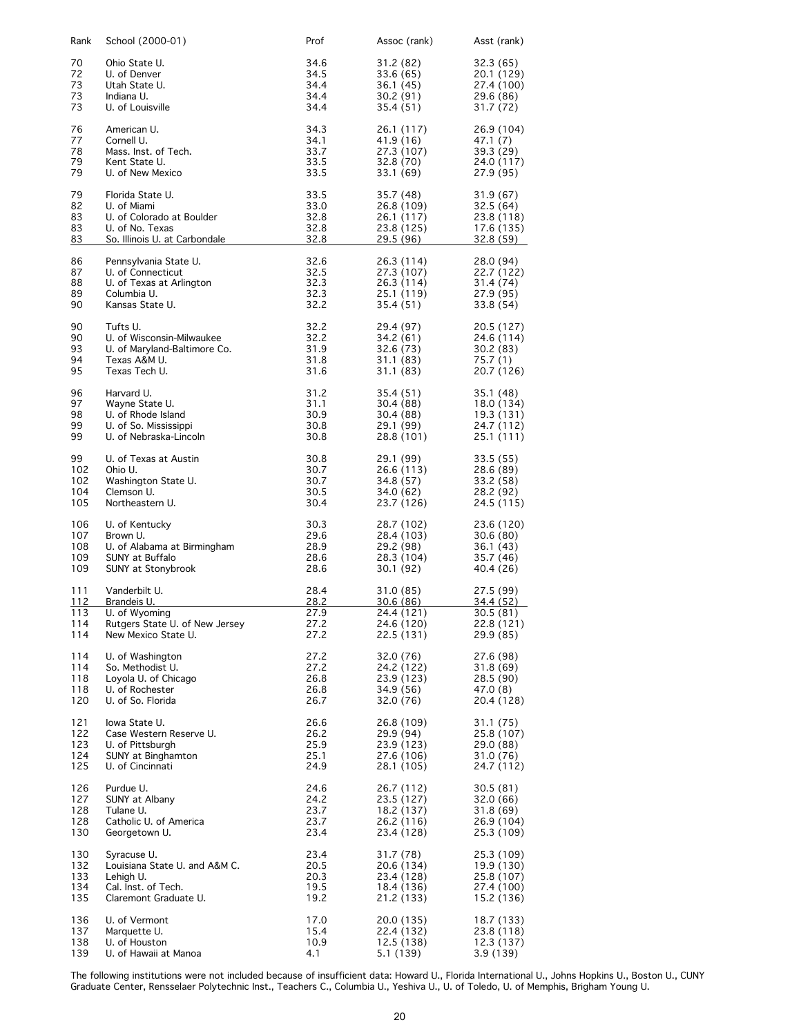| Rank | School (2000-01) | Prof | Assoc (rank) | Asst (rank) |
|---|---|---|---|---|
| 70 | Ohio State U. | 34.6 | 31.2 (82) | 32.3 (65) |
| 72 | U. of Denver | 34.5 | 33.6 (65) | 20.1 (129) |
| 73 | Utah State U. | 34.4 | 36.1 (45) | 27.4 (100) |
| 73 | Indiana U. | 34.4 | 30.2 (91) | 29.6 (86) |
| 73 | U. of Louisville | 34.4 | 35.4 (51) | 31.7 (72) |
| 76 | American U. | 34.3 | 26.1 (117) | 26.9 (104) |
| 77 | Cornell U. | 34.1 | 41.9 (16) | 47.1 (7) |
| 78 | Mass. Inst. of Tech. | 33.7 | 27.3 (107) | 39.3 (29) |
| 79 | Kent State U. | 33.5 | 32.8 (70) | 24.0 (117) |
| 79 | U. of New Mexico | 33.5 | 33.1 (69) | 27.9 (95) |
| 79 | Florida State U. | 33.5 | 35.7 (48) | 31.9 (67) |
| 82 | U. of Miami | 33.0 | 26.8 (109) | 32.5 (64) |
| 83 | U. of Colorado at Boulder | 32.8 | 26.1 (117) | 23.8 (118) |
| 83 | U. of No. Texas | 32.8 | 23.8 (125) | 17.6 (135) |
| 83 | So. Illinois U. at Carbondale | 32.8 | 29.5 (96) | 32.8 (59) |
| 86 | Pennsylvania State U. | 32.6 | 26.3 (114) | 28.0 (94) |
| 87 | U. of Connecticut | 32.5 | 27.3 (107) | 22.7 (122) |
| 88 | U. of Texas at Arlington | 32.3 | 26.3 (114) | 31.4 (74) |
| 89 | Columbia U. | 32.3 | 25.1 (119) | 27.9 (95) |
| 90 | Kansas State U. | 32.2 | 35.4 (51) | 33.8 (54) |
| 90 | Tufts U. | 32.2 | 29.4 (97) | 20.5 (127) |
| 90 | U. of Wisconsin-Milwaukee | 32.2 | 34.2 (61) | 24.6 (114) |
| 93 | U. of Maryland-Baltimore Co. | 31.9 | 32.6 (73) | 30.2 (83) |
| 94 | Texas A&M U. | 31.8 | 31.1 (83) | 75.7 (1) |
| 95 | Texas Tech U. | 31.6 | 31.1 (83) | 20.7 (126) |
| 96 | Harvard U. | 31.2 | 35.4 (51) | 35.1 (48) |
| 97 | Wayne State U. | 31.1 | 30.4 (88) | 18.0 (134) |
| 98 | U. of Rhode Island | 30.9 | 30.4 (88) | 19.3 (131) |
| 99 | U. of So. Mississippi | 30.8 | 29.1 (99) | 24.7 (112) |
| 99 | U. of Nebraska-Lincoln | 30.8 | 28.8 (101) | 25.1 (111) |
| 99 | U. of Texas at Austin | 30.8 | 29.1 (99) | 33.5 (55) |
| 102 | Ohio U. | 30.7 | 26.6 (113) | 28.6 (89) |
| 102 | Washington State U. | 30.7 | 34.8 (57) | 33.2 (58) |
| 104 | Clemson U. | 30.5 | 34.0 (62) | 28.2 (92) |
| 105 | Northeastern U. | 30.4 | 23.7 (126) | 24.5 (115) |
| 106 | U. of Kentucky | 30.3 | 28.7 (102) | 23.6 (120) |
| 107 | Brown U. | 29.6 | 28.4 (103) | 30.6 (80) |
| 108 | U. of Alabama at Birmingham | 28.9 | 29.2 (98) | 36.1 (43) |
| 109 | SUNY at Buffalo | 28.6 | 28.3 (104) | 35.7 (46) |
| 109 | SUNY at Stonybrook | 28.6 | 30.1 (92) | 40.4 (26) |
| 111 | Vanderbilt U. | 28.4 | 31.0 (85) | 27.5 (99) |
| 112 | Brandeis U. | 28.2 | 30.6 (86) | 34.4 (52) |
| 113 | U. of Wyoming | 27.9 | 24.4 (121) | 30.5 (81) |
| 114 | Rutgers State U. of New Jersey | 27.2 | 24.6 (120) | 22.8 (121) |
| 114 | New Mexico State U. | 27.2 | 22.5 (131) | 29.9 (85) |
| 114 | U. of Washington | 27.2 | 32.0 (76) | 27.6 (98) |
| 114 | So. Methodist U. | 27.2 | 24.2 (122) | 31.8 (69) |
| 118 | Loyola U. of Chicago | 26.8 | 23.9 (123) | 28.5 (90) |
| 118 | U. of Rochester | 26.8 | 34.9 (56) | 47.0 (8) |
| 120 | U. of So. Florida | 26.7 | 32.0 (76) | 20.4 (128) |
| 121 | Iowa State U. | 26.6 | 26.8 (109) | 31.1 (75) |
| 122 | Case Western Reserve U. | 26.2 | 29.9 (94) | 25.8 (107) |
| 123 | U. of Pittsburgh | 25.9 | 23.9 (123) | 29.0 (88) |
| 124 | SUNY at Binghamton | 25.1 | 27.6 (106) | 31.0 (76) |
| 125 | U. of Cincinnati | 24.9 | 28.1 (105) | 24.7 (112) |
| 126 | Purdue U. | 24.6 | 26.7 (112) | 30.5 (81) |
| 127 | SUNY at Albany | 24.2 | 23.5 (127) | 32.0 (66) |
| 128 | Tulane U. | 23.7 | 18.2 (137) | 31.8 (69) |
| 128 | Catholic U. of America | 23.7 | 26.2 (116) | 26.9 (104) |
| 130 | Georgetown U. | 23.4 | 23.4 (128) | 25.3 (109) |
| 130 | Syracuse U. | 23.4 | 31.7 (78) | 25.3 (109) |
| 132 | Louisiana State U. and A&M C. | 20.5 | 20.6 (134) | 19.9 (130) |
| 133 | Lehigh U. | 20.3 | 23.4 (128) | 25.8 (107) |
| 134 | Cal. Inst. of Tech. | 19.5 | 18.4 (136) | 27.4 (100) |
| 135 | Claremont Graduate U. | 19.2 | 21.2 (133) | 15.2 (136) |
| 136 | U. of Vermont | 17.0 | 20.0 (135) | 18.7 (133) |
| 137 | Marquette U. | 15.4 | 22.4 (132) | 23.8 (118) |
| 138 | U. of Houston | 10.9 | 12.5 (138) | 12.3 (137) |
| 139 | U. of Hawaii at Manoa | 4.1 | 5.1 (139) | 3.9 (139) |

The following institutions were not included because of insufficient data: Howard U., Florida International U., Johns Hopkins U., Boston U., CUNY Graduate Center, Rensselaer Polytechnic Inst., Teachers C., Columbia U., Yeshiva U., U. of Toledo, U. of Memphis, Brigham Young U.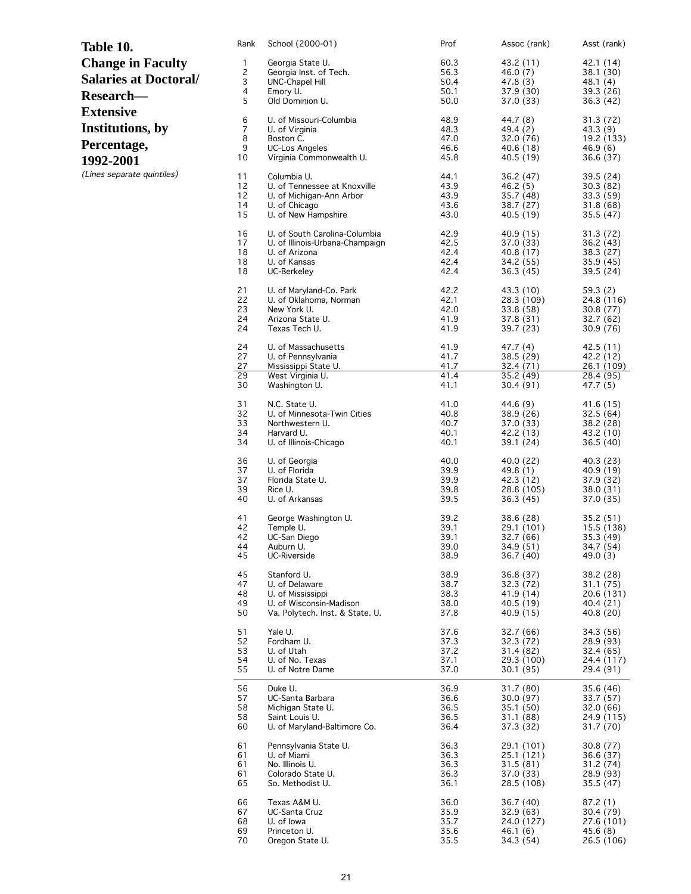**Table 10. Change in Faculty Salaries at Doctoral/ Research—Extensive Institutions, by Percentage, 1992-2001**

*(Lines separate quintiles)*

| Rank | School (2000-01) | Prof | Assoc (rank) | Asst (rank) |
|---|---|---|---|---|
| 1 | Georgia State U. | 60.3 | 43.2 (11) | 42.1 (14) |
| 2 | Georgia Inst. of Tech. | 56.3 | 46.0 (7) | 38.1 (30) |
| 3 | UNC-Chapel Hill | 50.4 | 47.8 (3) | 48.1 (4) |
| 4 | Emory U. | 50.1 | 37.9 (30) | 39.3 (26) |
| 5 | Old Dominion U. | 50.0 | 37.0 (33) | 36.3 (42) |
| 6 | U. of Missouri-Columbia | 48.9 | 44.7 (8) | 31.3 (72) |
| 7 | U. of Virginia | 48.3 | 49.4 (2) | 43.3 (9) |
| 8 | Boston C. | 47.0 | 32.0 (76) | 19.2 (133) |
| 9 | UC-Los Angeles | 46.6 | 40.6 (18) | 46.9 (6) |
| 10 | Virginia Commonwealth U. | 45.8 | 40.5 (19) | 36.6 (37) |
| 11 | Columbia U. | 44.1 | 36.2 (47) | 39.5 (24) |
| 12 | U. of Tennessee at Knoxville | 43.9 | 46.2 (5) | 30.3 (82) |
| 12 | U. of Michigan-Ann Arbor | 43.9 | 35.7 (48) | 33.3 (59) |
| 14 | U. of Chicago | 43.6 | 38.7 (27) | 31.8 (68) |
| 15 | U. of New Hampshire | 43.0 | 40.5 (19) | 35.5 (47) |
| 16 | U. of South Carolina-Columbia | 42.9 | 40.9 (15) | 31.3 (72) |
| 17 | U. of Illinois-Urbana-Champaign | 42.5 | 37.0 (33) | 36.2 (43) |
| 18 | U. of Arizona | 42.4 | 40.8 (17) | 38.3 (27) |
| 18 | U. of Kansas | 42.4 | 34.2 (55) | 35.9 (45) |
| 18 | UC-Berkeley | 42.4 | 36.3 (45) | 39.5 (24) |
| 21 | U. of Maryland-Co. Park | 42.2 | 43.3 (10) | 59.3 (2) |
| 22 | U. of Oklahoma, Norman | 42.1 | 28.3 (109) | 24.8 (116) |
| 23 | New York U. | 42.0 | 33.8 (58) | 30.8 (77) |
| 24 | Arizona State U. | 41.9 | 37.8 (31) | 32.7 (62) |
| 24 | Texas Tech U. | 41.9 | 39.7 (23) | 30.9 (76) |
| 24 | U. of Massachusetts | 41.9 | 47.7 (4) | 42.5 (11) |
| 27 | U. of Pennsylvania | 41.7 | 38.5 (29) | 42.2 (12) |
| 27 | Mississippi State U. | 41.7 | 32.4 (71) | 26.1 (109) |
| 29 | West Virginia U. | 41.4 | 35.2 (49) | 28.4 (95) |
| 30 | Washington U. | 41.1 | 30.4 (91) | 47.7 (5) |
| 31 | N.C. State U. | 41.0 | 44.6 (9) | 41.6 (15) |
| 32 | U. of Minnesota-Twin Cities | 40.8 | 38.9 (26) | 32.5 (64) |
| 33 | Northwestern U. | 40.7 | 37.0 (33) | 38.2 (28) |
| 34 | Harvard U. | 40.1 | 42.2 (13) | 43.2 (10) |
| 34 | U. of Illinois-Chicago | 40.1 | 39.1 (24) | 36.5 (40) |
| 36 | U. of Georgia | 40.0 | 40.0 (22) | 40.3 (23) |
| 37 | U. of Florida | 39.9 | 49.8 (1) | 40.9 (19) |
| 37 | Florida State U. | 39.9 | 42.3 (12) | 37.9 (32) |
| 39 | Rice U. | 39.8 | 28.8 (105) | 38.0 (31) |
| 40 | U. of Arkansas | 39.5 | 36.3 (45) | 37.0 (35) |
| 41 | George Washington U. | 39.2 | 38.6 (28) | 35.2 (51) |
| 42 | Temple U. | 39.1 | 29.1 (101) | 15.5 (138) |
| 42 | UC-San Diego | 39.1 | 32.7 (66) | 35.3 (49) |
| 44 | Auburn U. | 39.0 | 34.9 (51) | 34.7 (54) |
| 45 | UC-Riverside | 38.9 | 36.7 (40) | 49.0 (3) |
| 45 | Stanford U. | 38.9 | 36.8 (37) | 38.2 (28) |
| 47 | U. of Delaware | 38.7 | 32.3 (72) | 31.1 (75) |
| 48 | U. of Mississippi | 38.3 | 41.9 (14) | 20.6 (131) |
| 49 | U. of Wisconsin-Madison | 38.0 | 40.5 (19) | 40.4 (21) |
| 50 | Va. Polytech. Inst. & State. U. | 37.8 | 40.9 (15) | 40.8 (20) |
| 51 | Yale U. | 37.6 | 32.7 (66) | 34.3 (56) |
| 52 | Fordham U. | 37.3 | 32.3 (72) | 28.9 (93) |
| 53 | U. of Utah | 37.2 | 31.4 (82) | 32.4 (65) |
| 54 | U. of No. Texas | 37.1 | 29.3 (100) | 24.4 (117) |
| 55 | U. of Notre Dame | 37.0 | 30.1 (95) | 29.4 (91) |
| 56 | Duke U. | 36.9 | 31.7 (80) | 35.6 (46) |
| 57 | UC-Santa Barbara | 36.6 | 30.0 (97) | 33.7 (57) |
| 58 | Michigan State U. | 36.5 | 35.1 (50) | 32.0 (66) |
| 58 | Saint Louis U. | 36.5 | 31.1 (88) | 24.9 (115) |
| 60 | U. of Maryland-Baltimore Co. | 36.4 | 37.3 (32) | 31.7 (70) |
| 61 | Pennsylvania State U. | 36.3 | 29.1 (101) | 30.8 (77) |
| 61 | U. of Miami | 36.3 | 25.1 (121) | 36.6 (37) |
| 61 | No. Illinois U. | 36.3 | 31.5 (81) | 31.2 (74) |
| 61 | Colorado State U. | 36.3 | 37.0 (33) | 28.9 (93) |
| 65 | So. Methodist U. | 36.1 | 28.5 (108) | 35.5 (47) |
| 66 | Texas A&M U. | 36.0 | 36.7 (40) | 87.2 (1) |
| 67 | UC-Santa Cruz | 35.9 | 32.9 (63) | 30.4 (79) |
| 68 | U. of Iowa | 35.7 | 24.0 (127) | 27.6 (101) |
| 69 | Princeton U. | 35.6 | 46.1 (6) | 45.6 (8) |
| 70 | Oregon State U. | 35.5 | 34.3 (54) | 26.5 (106) |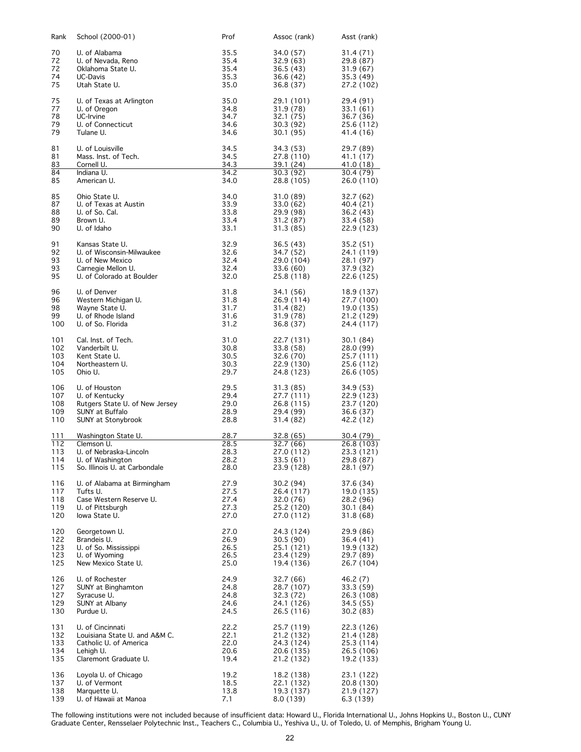| Rank | School (2000-01) | Prof | Assoc (rank) | Asst (rank) |
|---|---|---|---|---|
| 70 | U. of Alabama | 35.5 | 34.0 (57) | 31.4 (71) |
| 72 | U. of Nevada, Reno | 35.4 | 32.9 (63) | 29.8 (87) |
| 72 | Oklahoma State U. | 35.4 | 36.5 (43) | 31.9 (67) |
| 74 | UC-Davis | 35.3 | 36.6 (42) | 35.3 (49) |
| 75 | Utah State U. | 35.0 | 36.8 (37) | 27.2 (102) |
| 75 | U. of Texas at Arlington | 35.0 | 29.1 (101) | 29.4 (91) |
| 77 | U. of Oregon | 34.8 | 31.9 (78) | 33.1 (61) |
| 78 | UC-Irvine | 34.7 | 32.1 (75) | 36.7 (36) |
| 79 | U. of Connecticut | 34.6 | 30.3 (92) | 25.6 (112) |
| 79 | Tulane U. | 34.6 | 30.1 (95) | 41.4 (16) |
| 81 | U. of Louisville | 34.5 | 34.3 (53) | 29.7 (89) |
| 81 | Mass. Inst. of Tech. | 34.5 | 27.8 (110) | 41.1 (17) |
| 83 | Cornell U. | 34.3 | 39.1 (24) | 41.0 (18) |
| 84 | Indiana U. | 34.2 | 30.3 (92) | 30.4 (79) |
| 85 | American U. | 34.0 | 28.8 (105) | 26.0 (110) |
| 85 | Ohio State U. | 34.0 | 31.0 (89) | 32.7 (62) |
| 87 | U. of Texas at Austin | 33.9 | 33.0 (62) | 40.4 (21) |
| 88 | U. of So. Cal. | 33.8 | 29.9 (98) | 36.2 (43) |
| 89 | Brown U. | 33.4 | 31.2 (87) | 33.4 (58) |
| 90 | U. of Idaho | 33.1 | 31.3 (85) | 22.9 (123) |
| 91 | Kansas State U. | 32.9 | 36.5 (43) | 35.2 (51) |
| 92 | U. of Wisconsin-Milwaukee | 32.6 | 34.7 (52) | 24.1 (119) |
| 93 | U. of New Mexico | 32.4 | 29.0 (104) | 28.1 (97) |
| 93 | Carnegie Mellon U. | 32.4 | 33.6 (60) | 37.9 (32) |
| 95 | U. of Colorado at Boulder | 32.0 | 25.8 (118) | 22.6 (125) |
| 96 | U. of Denver | 31.8 | 34.1 (56) | 18.9 (137) |
| 96 | Western Michigan U. | 31.8 | 26.9 (114) | 27.7 (100) |
| 98 | Wayne State U. | 31.7 | 31.4 (82) | 19.0 (135) |
| 99 | U. of Rhode Island | 31.6 | 31.9 (78) | 21.2 (129) |
| 100 | U. of So. Florida | 31.2 | 36.8 (37) | 24.4 (117) |
| 101 | Cal. Inst. of Tech. | 31.0 | 22.7 (131) | 30.1 (84) |
| 102 | Vanderbilt U. | 30.8 | 33.8 (58) | 28.0 (99) |
| 103 | Kent State U. | 30.5 | 32.6 (70) | 25.7 (111) |
| 104 | Northeastern U. | 30.3 | 22.9 (130) | 25.6 (112) |
| 105 | Ohio U. | 29.7 | 24.8 (123) | 26.6 (105) |
| 106 | U. of Houston | 29.5 | 31.3 (85) | 34.9 (53) |
| 107 | U. of Kentucky | 29.4 | 27.7 (111) | 22.9 (123) |
| 108 | Rutgers State U. of New Jersey | 29.0 | 26.8 (115) | 23.7 (120) |
| 109 | SUNY at Buffalo | 28.9 | 29.4 (99) | 36.6 (37) |
| 110 | SUNY at Stonybrook | 28.8 | 31.4 (82) | 42.2 (12) |
| 111 | Washington State U. | 28.7 | 32.8 (65) | 30.4 (79) |
| 112 | Clemson U. | 28.5 | 32.7 (66) | 26.8 (103) |
| 113 | U. of Nebraska-Lincoln | 28.3 | 27.0 (112) | 23.3 (121) |
| 114 | U. of Washington | 28.2 | 33.5 (61) | 29.8 (87) |
| 115 | So. Illinois U. at Carbondale | 28.0 | 23.9 (128) | 28.1 (97) |
| 116 | U. of Alabama at Birmingham | 27.9 | 30.2 (94) | 37.6 (34) |
| 117 | Tufts U. | 27.5 | 26.4 (117) | 19.0 (135) |
| 118 | Case Western Reserve U. | 27.4 | 32.0 (76) | 28.2 (96) |
| 119 | U. of Pittsburgh | 27.3 | 25.2 (120) | 30.1 (84) |
| 120 | Iowa State U. | 27.0 | 27.0 (112) | 31.8 (68) |
| 120 | Georgetown U. | 27.0 | 24.3 (124) | 29.9 (86) |
| 122 | Brandeis U. | 26.9 | 30.5 (90) | 36.4 (41) |
| 123 | U. of So. Mississippi | 26.5 | 25.1 (121) | 19.9 (132) |
| 123 | U. of Wyoming | 26.5 | 23.4 (129) | 29.7 (89) |
| 125 | New Mexico State U. | 25.0 | 19.4 (136) | 26.7 (104) |
| 126 | U. of Rochester | 24.9 | 32.7 (66) | 46.2 (7) |
| 127 | SUNY at Binghamton | 24.8 | 28.7 (107) | 33.3 (59) |
| 127 | Syracuse U. | 24.8 | 32.3 (72) | 26.3 (108) |
| 129 | SUNY at Albany | 24.6 | 24.1 (126) | 34.5 (55) |
| 130 | Purdue U. | 24.5 | 26.5 (116) | 30.2 (83) |
| 131 | U. of Cincinnati | 22.2 | 25.7 (119) | 22.3 (126) |
| 132 | Louisiana State U. and A&M C. | 22.1 | 21.2 (132) | 21.4 (128) |
| 133 | Catholic U. of America | 22.0 | 24.3 (124) | 25.3 (114) |
| 134 | Lehigh U. | 20.6 | 20.6 (135) | 26.5 (106) |
| 135 | Claremont Graduate U. | 19.4 | 21.2 (132) | 19.2 (133) |
| 136 | Loyola U. of Chicago | 19.2 | 18.2 (138) | 23.1 (122) |
| 137 | U. of Vermont | 18.5 | 22.1 (132) | 20.8 (130) |
| 138 | Marquette U. | 13.8 | 19.3 (137) | 21.9 (127) |
| 139 | U. of Hawaii at Manoa | 7.1 | 8.0 (139) | 6.3 (139) |

The following institutions were not included because of insufficient data: Howard U., Florida International U., Johns Hopkins U., Boston U., CUNY Graduate Center, Rensselaer Polytechnic Inst., Teachers C., Columbia U., Yeshiva U., U. of Toledo, U. of Memphis, Brigham Young U.